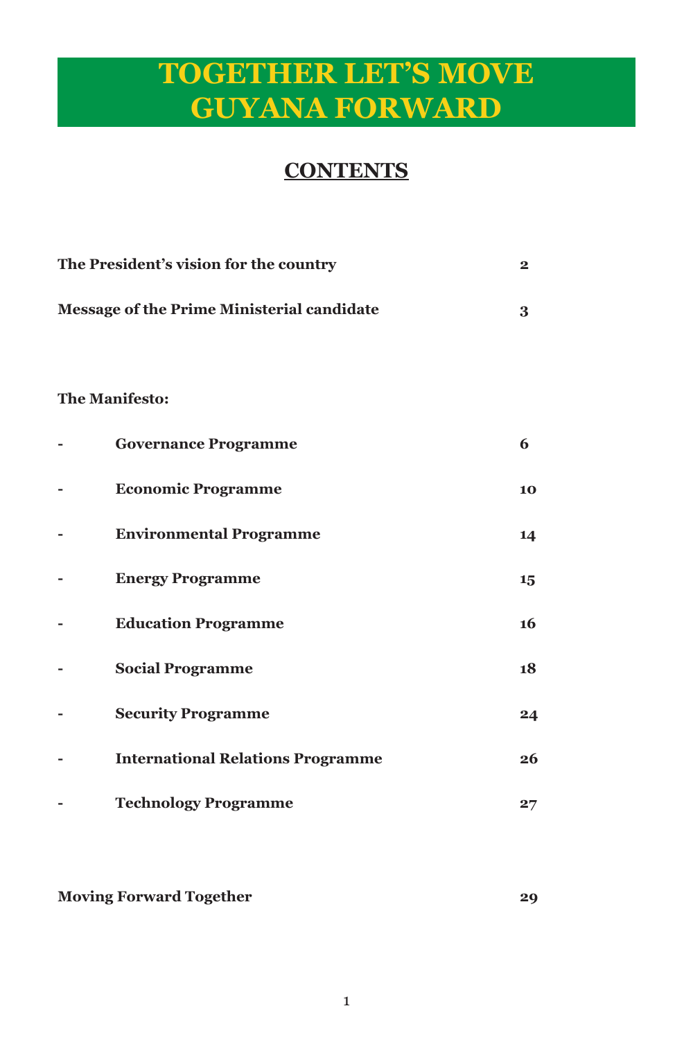# TOGETHER LET'S MOVE GUYANA FORWARD

## CONTENTS

| | | |
|---|---|---|
| **The President's vision for the country** | | **2** |
| **Message of the Prime Ministerial candidate** | | **3** |
| | | |
| **The Manifesto:** | | |
| - | **Governance Programme** | **6** |
| - | **Economic Programme** | **10** |
| - | **Environmental Programme** | **14** |
| - | **Energy Programme** | **15** |
| - | **Education Programme** | **16** |
| - | **Social Programme** | **18** |
| - | **Security Programme** | **24** |
| - | **International Relations Programme** | **26** |
| - | **Technology Programme** | **27** |
| | | |
| **Moving Forward Together** | | **29** |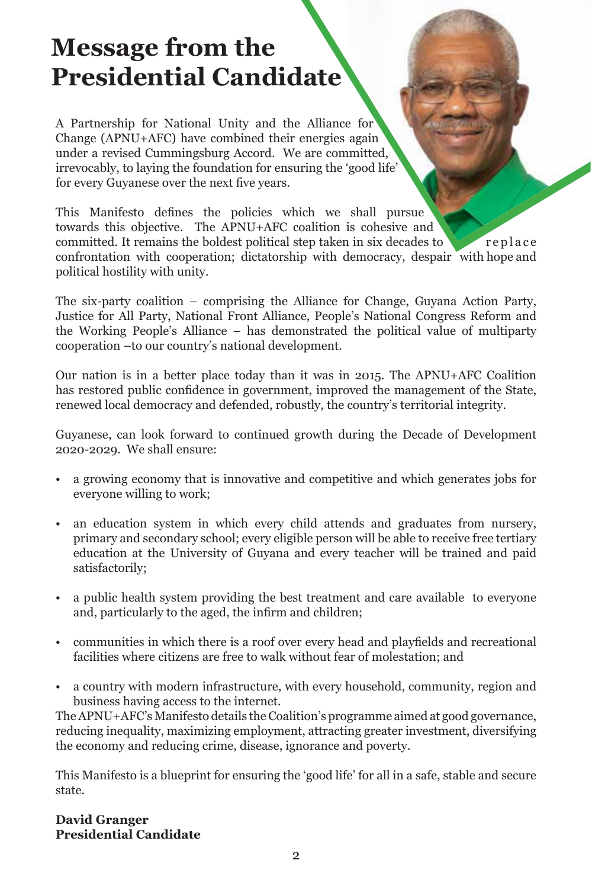# Message from the Presidential Candidate

A Partnership for National Unity and the Alliance for Change (APNU+AFC) have combined their energies again under a revised Cummingsburg Accord. We are committed, irrevocably, to laying the foundation for ensuring the 'good life' for every Guyanese over the next five years.

This Manifesto defines the policies which we shall pursue towards this objective. The APNU+AFC coalition is cohesive and committed. It remains the boldest political step taken in six decades to replace confrontation with cooperation; dictatorship with democracy, despair with hope and political hostility with unity.

The six-party coalition – comprising the Alliance for Change, Guyana Action Party, Justice for All Party, National Front Alliance, People's National Congress Reform and the Working People's Alliance – has demonstrated the political value of multiparty cooperation –to our country's national development.

Our nation is in a better place today than it was in 2015. The APNU+AFC Coalition has restored public confidence in government, improved the management of the State, renewed local democracy and defended, robustly, the country's territorial integrity.

Guyanese, can look forward to continued growth during the Decade of Development 2020-2029. We shall ensure:

- a growing economy that is innovative and competitive and which generates jobs for everyone willing to work;
- an education system in which every child attends and graduates from nursery, primary and secondary school; every eligible person will be able to receive free tertiary education at the University of Guyana and every teacher will be trained and paid satisfactorily;
- a public health system providing the best treatment and care available to everyone and, particularly to the aged, the infirm and children;
- communities in which there is a roof over every head and playfields and recreational facilities where citizens are free to walk without fear of molestation; and
- a country with modern infrastructure, with every household, community, region and business having access to the internet.

The APNU+AFC's Manifesto details the Coalition's programme aimed at good governance, reducing inequality, maximizing employment, attracting greater investment, diversifying the economy and reducing crime, disease, ignorance and poverty.

This Manifesto is a blueprint for ensuring the 'good life' for all in a safe, stable and secure state.

**David Granger**
**Presidential Candidate**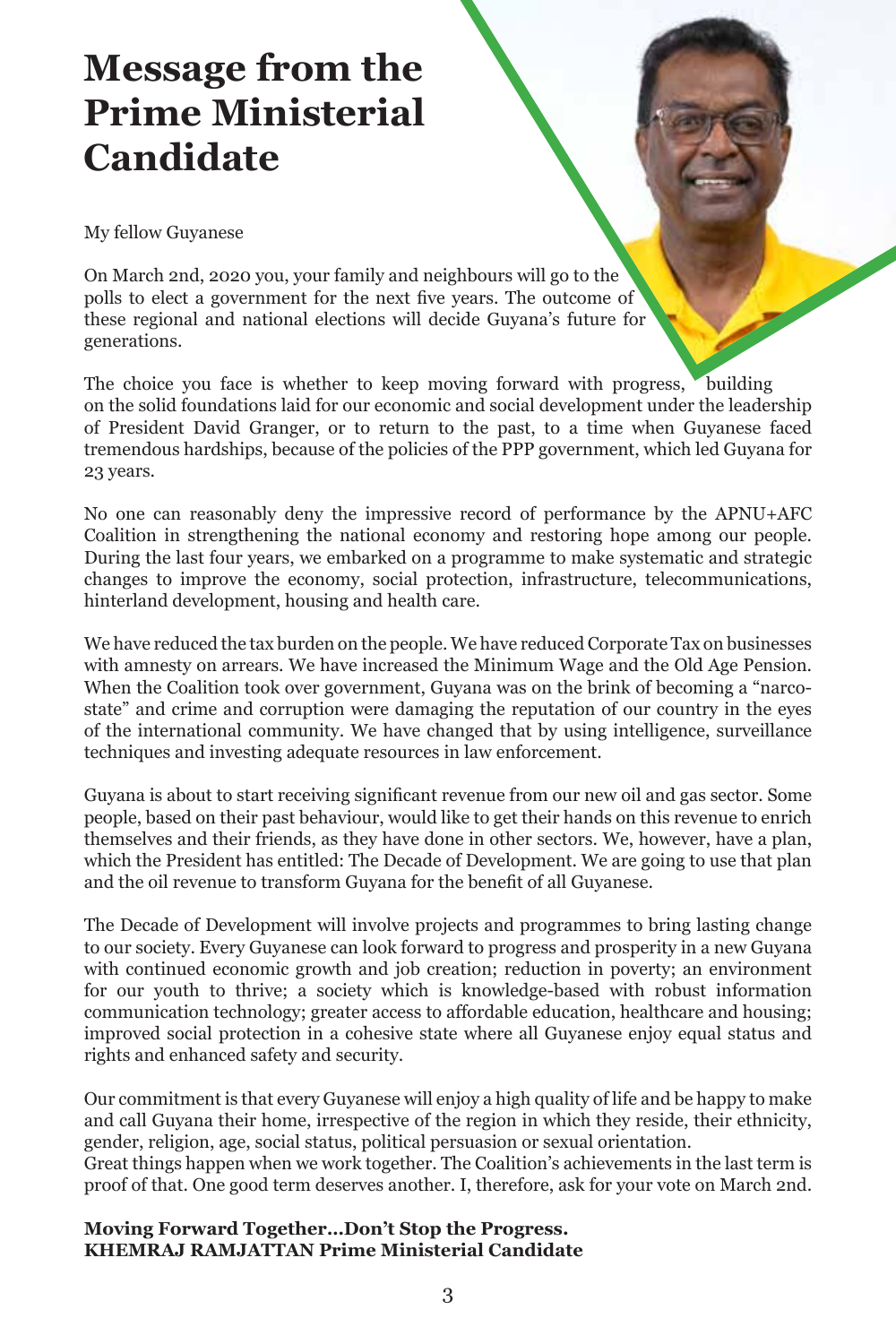# Message from the Prime Ministerial Candidate

My fellow Guyanese

On March 2nd, 2020 you, your family and neighbours will go to the polls to elect a government for the next five years. The outcome of these regional and national elections will decide Guyana's future for generations.

The choice you face is whether to keep moving forward with progress, building on the solid foundations laid for our economic and social development under the leadership of President David Granger, or to return to the past, to a time when Guyanese faced tremendous hardships, because of the policies of the PPP government, which led Guyana for 23 years.

No one can reasonably deny the impressive record of performance by the APNU+AFC Coalition in strengthening the national economy and restoring hope among our people. During the last four years, we embarked on a programme to make systematic and strategic changes to improve the economy, social protection, infrastructure, telecommunications, hinterland development, housing and health care.

We have reduced the tax burden on the people. We have reduced Corporate Tax on businesses with amnesty on arrears. We have increased the Minimum Wage and the Old Age Pension. When the Coalition took over government, Guyana was on the brink of becoming a "narco-state" and crime and corruption were damaging the reputation of our country in the eyes of the international community. We have changed that by using intelligence, surveillance techniques and investing adequate resources in law enforcement.

Guyana is about to start receiving significant revenue from our new oil and gas sector. Some people, based on their past behaviour, would like to get their hands on this revenue to enrich themselves and their friends, as they have done in other sectors. We, however, have a plan, which the President has entitled: The Decade of Development. We are going to use that plan and the oil revenue to transform Guyana for the benefit of all Guyanese.

The Decade of Development will involve projects and programmes to bring lasting change to our society. Every Guyanese can look forward to progress and prosperity in a new Guyana with continued economic growth and job creation; reduction in poverty; an environment for our youth to thrive; a society which is knowledge-based with robust information communication technology; greater access to affordable education, healthcare and housing; improved social protection in a cohesive state where all Guyanese enjoy equal status and rights and enhanced safety and security.

Our commitment is that every Guyanese will enjoy a high quality of life and be happy to make and call Guyana their home, irrespective of the region in which they reside, their ethnicity, gender, religion, age, social status, political persuasion or sexual orientation.
Great things happen when we work together. The Coalition's achievements in the last term is proof of that. One good term deserves another. I, therefore, ask for your vote on March 2nd.

**Moving Forward Together...Don't Stop the Progress.**
**KHEMRAJ RAMJATTAN Prime Ministerial Candidate**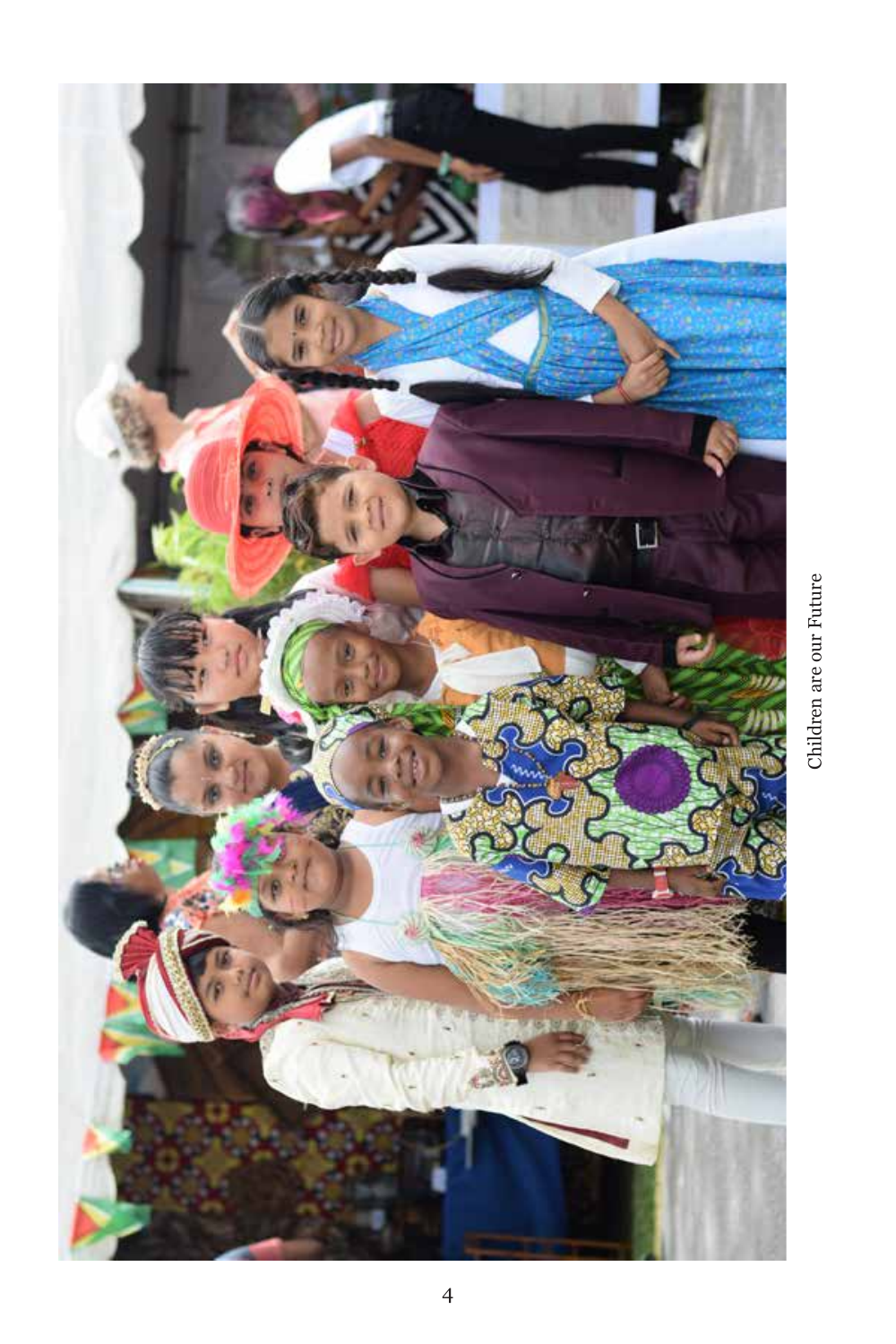Children are our Future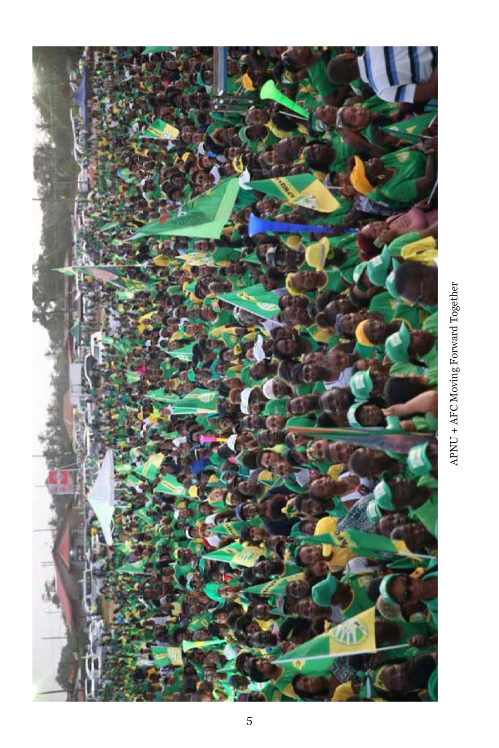APNU + AFC Moving Forward Together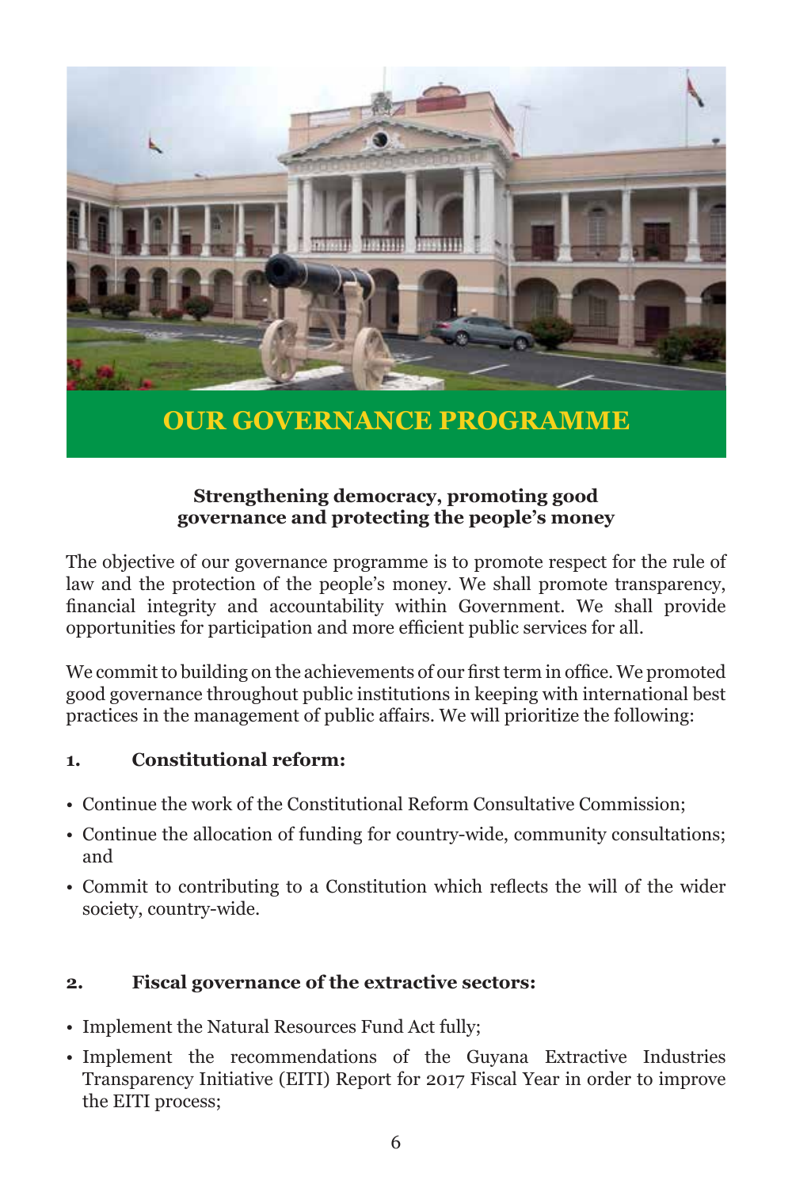# OUR GOVERNANCE PROGRAMME

**Strengthening democracy, promoting good governance and protecting the people's money**

The objective of our governance programme is to promote respect for the rule of law and the protection of the people's money. We shall promote transparency, financial integrity and accountability within Government. We shall provide opportunities for participation and more efficient public services for all.

We commit to building on the achievements of our first term in office. We promoted good governance throughout public institutions in keeping with international best practices in the management of public affairs. We will prioritize the following:

## 1. Constitutional reform:

- Continue the work of the Constitutional Reform Consultative Commission;
- Continue the allocation of funding for country-wide, community consultations; and
- Commit to contributing to a Constitution which reflects the will of the wider society, country-wide.

## 2. Fiscal governance of the extractive sectors:

- Implement the Natural Resources Fund Act fully;
- Implement the recommendations of the Guyana Extractive Industries Transparency Initiative (EITI) Report for 2017 Fiscal Year in order to improve the EITI process;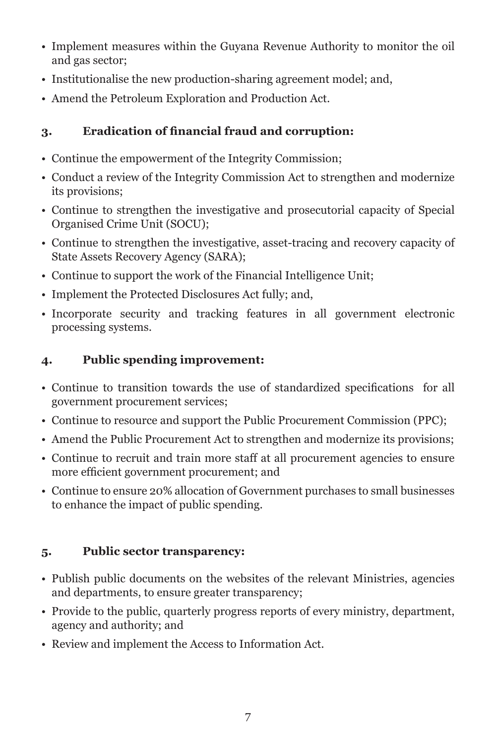- Implement measures within the Guyana Revenue Authority to monitor the oil and gas sector;
- Institutionalise the new production-sharing agreement model; and,
- Amend the Petroleum Exploration and Production Act.

### 3. Eradication of financial fraud and corruption:

- Continue the empowerment of the Integrity Commission;
- Conduct a review of the Integrity Commission Act to strengthen and modernize its provisions;
- Continue to strengthen the investigative and prosecutorial capacity of Special Organised Crime Unit (SOCU);
- Continue to strengthen the investigative, asset-tracing and recovery capacity of State Assets Recovery Agency (SARA);
- Continue to support the work of the Financial Intelligence Unit;
- Implement the Protected Disclosures Act fully; and,
- Incorporate security and tracking features in all government electronic processing systems.

### 4. Public spending improvement:

- Continue to transition towards the use of standardized specifications for all government procurement services;
- Continue to resource and support the Public Procurement Commission (PPC);
- Amend the Public Procurement Act to strengthen and modernize its provisions;
- Continue to recruit and train more staff at all procurement agencies to ensure more efficient government procurement; and
- Continue to ensure 20% allocation of Government purchases to small businesses to enhance the impact of public spending.

### 5. Public sector transparency:

- Publish public documents on the websites of the relevant Ministries, agencies and departments, to ensure greater transparency;
- Provide to the public, quarterly progress reports of every ministry, department, agency and authority; and
- Review and implement the Access to Information Act.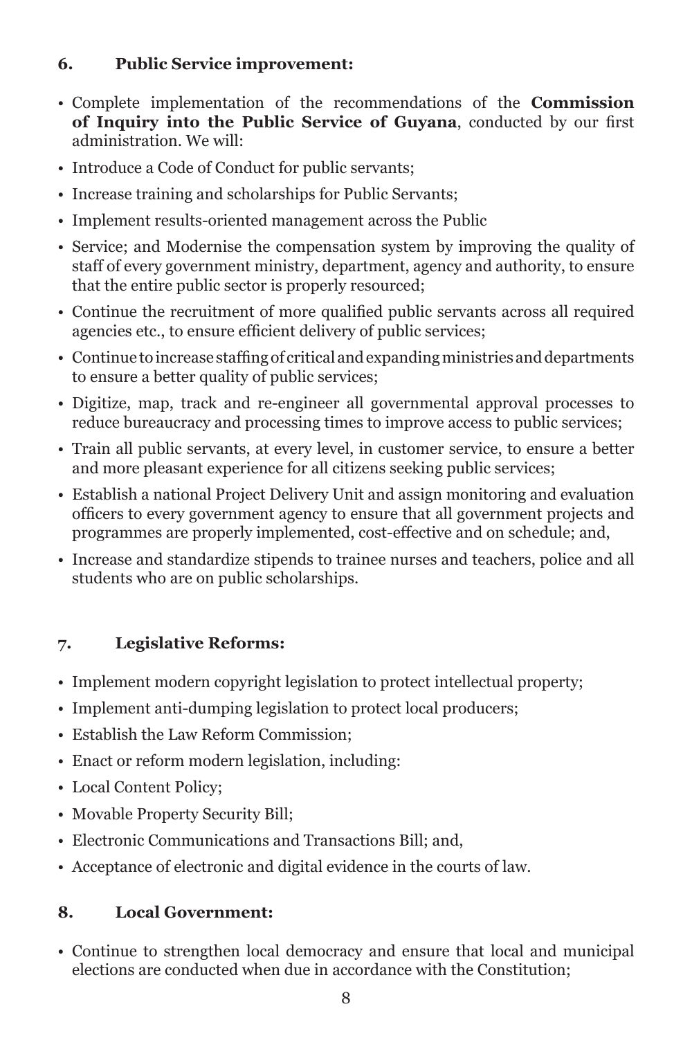## 6. Public Service improvement:

- Complete implementation of the recommendations of the **Commission of Inquiry into the Public Service of Guyana**, conducted by our first administration. We will:
- Introduce a Code of Conduct for public servants;
- Increase training and scholarships for Public Servants;
- Implement results-oriented management across the Public
- Service; and Modernise the compensation system by improving the quality of staff of every government ministry, department, agency and authority, to ensure that the entire public sector is properly resourced;
- Continue the recruitment of more qualified public servants across all required agencies etc., to ensure efficient delivery of public services;
- Continue to increase staffing of critical and expanding ministries and departments to ensure a better quality of public services;
- Digitize, map, track and re-engineer all governmental approval processes to reduce bureaucracy and processing times to improve access to public services;
- Train all public servants, at every level, in customer service, to ensure a better and more pleasant experience for all citizens seeking public services;
- Establish a national Project Delivery Unit and assign monitoring and evaluation officers to every government agency to ensure that all government projects and programmes are properly implemented, cost-effective and on schedule; and,
- Increase and standardize stipends to trainee nurses and teachers, police and all students who are on public scholarships.

## 7. Legislative Reforms:

- Implement modern copyright legislation to protect intellectual property;
- Implement anti-dumping legislation to protect local producers;
- Establish the Law Reform Commission;
- Enact or reform modern legislation, including:
- Local Content Policy;
- Movable Property Security Bill;
- Electronic Communications and Transactions Bill; and,
- Acceptance of electronic and digital evidence in the courts of law.

## 8. Local Government:

- Continue to strengthen local democracy and ensure that local and municipal elections are conducted when due in accordance with the Constitution;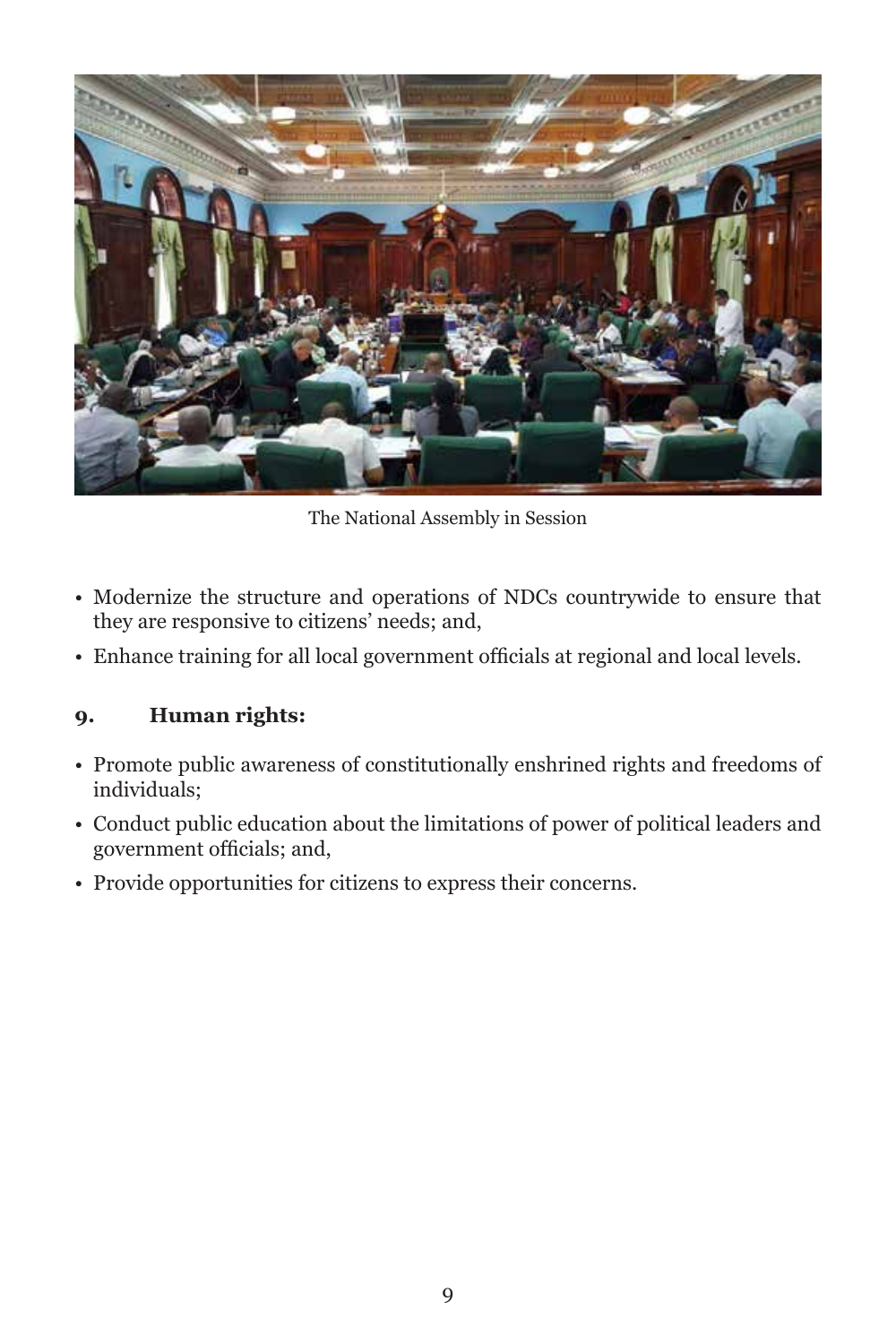The National Assembly in Session

- Modernize the structure and operations of NDCs countrywide to ensure that they are responsive to citizens' needs; and,
- Enhance training for all local government officials at regional and local levels.

### 9. Human rights:

- Promote public awareness of constitutionally enshrined rights and freedoms of individuals;
- Conduct public education about the limitations of power of political leaders and government officials; and,
- Provide opportunities for citizens to express their concerns.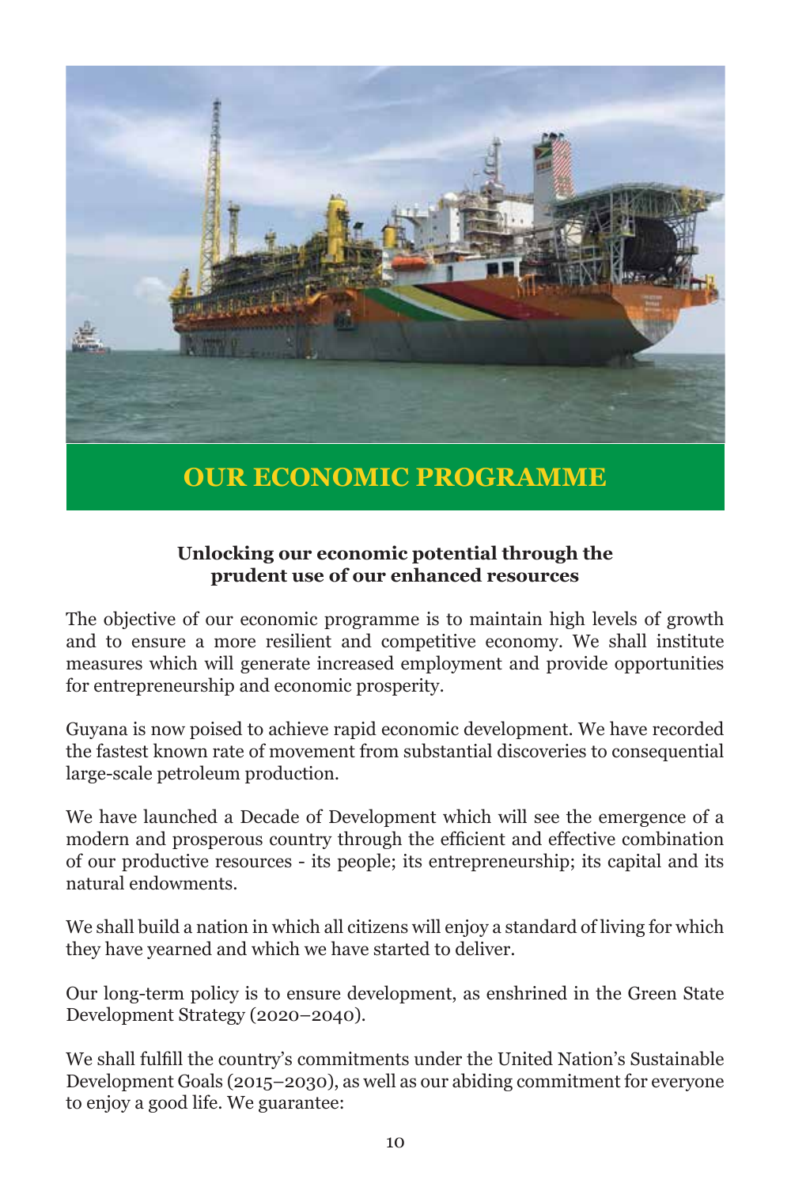# OUR ECONOMIC PROGRAMME

**Unlocking our economic potential through the prudent use of our enhanced resources**

The objective of our economic programme is to maintain high levels of growth and to ensure a more resilient and competitive economy. We shall institute measures which will generate increased employment and provide opportunities for entrepreneurship and economic prosperity.

Guyana is now poised to achieve rapid economic development. We have recorded the fastest known rate of movement from substantial discoveries to consequential large-scale petroleum production.

We have launched a Decade of Development which will see the emergence of a modern and prosperous country through the efficient and effective combination of our productive resources - its people; its entrepreneurship; its capital and its natural endowments.

We shall build a nation in which all citizens will enjoy a standard of living for which they have yearned and which we have started to deliver.

Our long-term policy is to ensure development, as enshrined in the Green State Development Strategy (2020–2040).

We shall fulfill the country's commitments under the United Nation's Sustainable Development Goals (2015–2030), as well as our abiding commitment for everyone to enjoy a good life. We guarantee: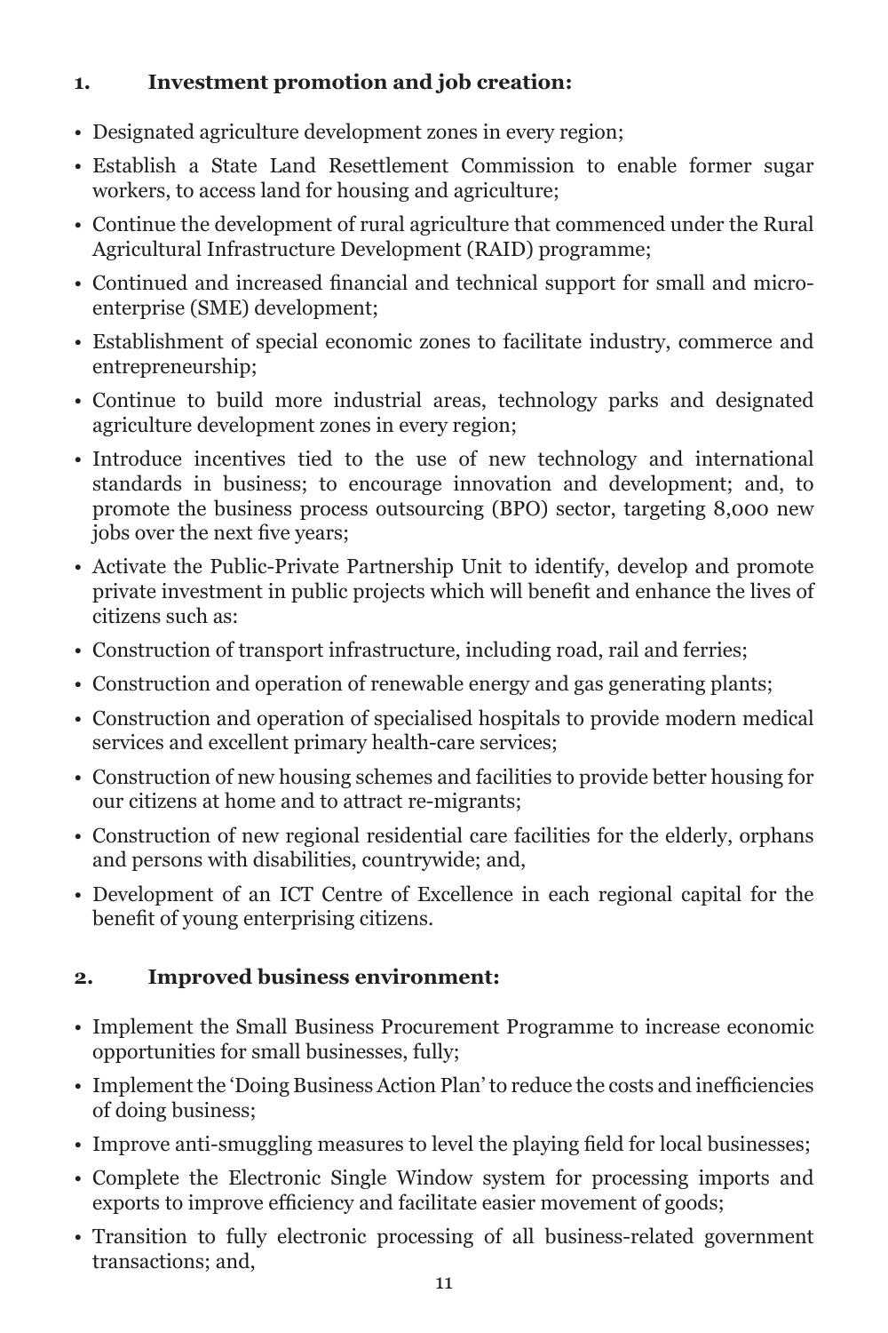## 1. Investment promotion and job creation:

- Designated agriculture development zones in every region;
- Establish a State Land Resettlement Commission to enable former sugar workers, to access land for housing and agriculture;
- Continue the development of rural agriculture that commenced under the Rural Agricultural Infrastructure Development (RAID) programme;
- Continued and increased financial and technical support for small and micro-enterprise (SME) development;
- Establishment of special economic zones to facilitate industry, commerce and entrepreneurship;
- Continue to build more industrial areas, technology parks and designated agriculture development zones in every region;
- Introduce incentives tied to the use of new technology and international standards in business; to encourage innovation and development; and, to promote the business process outsourcing (BPO) sector, targeting 8,000 new jobs over the next five years;
- Activate the Public-Private Partnership Unit to identify, develop and promote private investment in public projects which will benefit and enhance the lives of citizens such as:
- Construction of transport infrastructure, including road, rail and ferries;
- Construction and operation of renewable energy and gas generating plants;
- Construction and operation of specialised hospitals to provide modern medical services and excellent primary health-care services;
- Construction of new housing schemes and facilities to provide better housing for our citizens at home and to attract re-migrants;
- Construction of new regional residential care facilities for the elderly, orphans and persons with disabilities, countrywide; and,
- Development of an ICT Centre of Excellence in each regional capital for the benefit of young enterprising citizens.

## 2. Improved business environment:

- Implement the Small Business Procurement Programme to increase economic opportunities for small businesses, fully;
- Implement the 'Doing Business Action Plan' to reduce the costs and inefficiencies of doing business;
- Improve anti-smuggling measures to level the playing field for local businesses;
- Complete the Electronic Single Window system for processing imports and exports to improve efficiency and facilitate easier movement of goods;
- Transition to fully electronic processing of all business-related government transactions; and,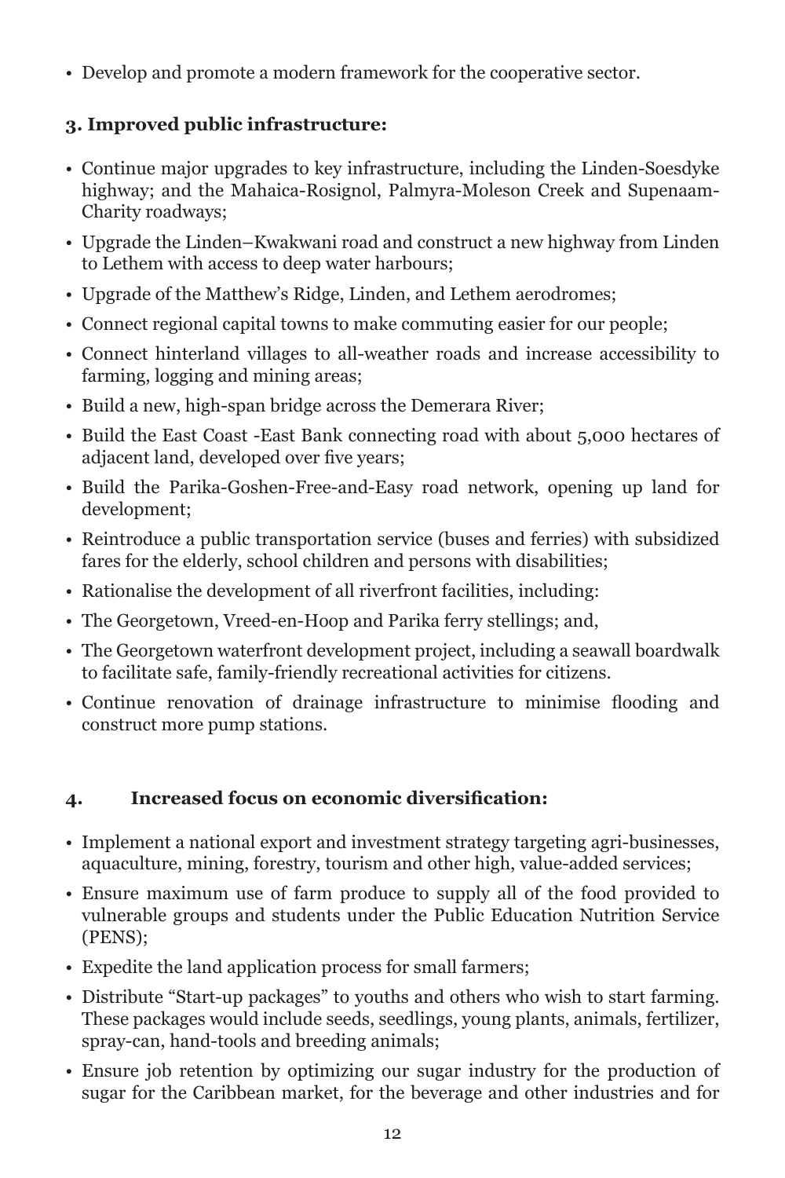- Develop and promote a modern framework for the cooperative sector.

### 3. Improved public infrastructure:

- Continue major upgrades to key infrastructure, including the Linden-Soesdyke highway; and the Mahaica-Rosignol, Palmyra-Moleson Creek and Supenaam-Charity roadways;
- Upgrade the Linden–Kwakwani road and construct a new highway from Linden to Lethem with access to deep water harbours;
- Upgrade of the Matthew's Ridge, Linden, and Lethem aerodromes;
- Connect regional capital towns to make commuting easier for our people;
- Connect hinterland villages to all-weather roads and increase accessibility to farming, logging and mining areas;
- Build a new, high-span bridge across the Demerara River;
- Build the East Coast -East Bank connecting road with about 5,000 hectares of adjacent land, developed over five years;
- Build the Parika-Goshen-Free-and-Easy road network, opening up land for development;
- Reintroduce a public transportation service (buses and ferries) with subsidized fares for the elderly, school children and persons with disabilities;
- Rationalise the development of all riverfront facilities, including:
- The Georgetown, Vreed-en-Hoop and Parika ferry stellings; and,
- The Georgetown waterfront development project, including a seawall boardwalk to facilitate safe, family-friendly recreational activities for citizens.
- Continue renovation of drainage infrastructure to minimise flooding and construct more pump stations.

### 4. Increased focus on economic diversification:

- Implement a national export and investment strategy targeting agri-businesses, aquaculture, mining, forestry, tourism and other high, value-added services;
- Ensure maximum use of farm produce to supply all of the food provided to vulnerable groups and students under the Public Education Nutrition Service (PENS);
- Expedite the land application process for small farmers;
- Distribute "Start-up packages" to youths and others who wish to start farming. These packages would include seeds, seedlings, young plants, animals, fertilizer, spray-can, hand-tools and breeding animals;
- Ensure job retention by optimizing our sugar industry for the production of sugar for the Caribbean market, for the beverage and other industries and for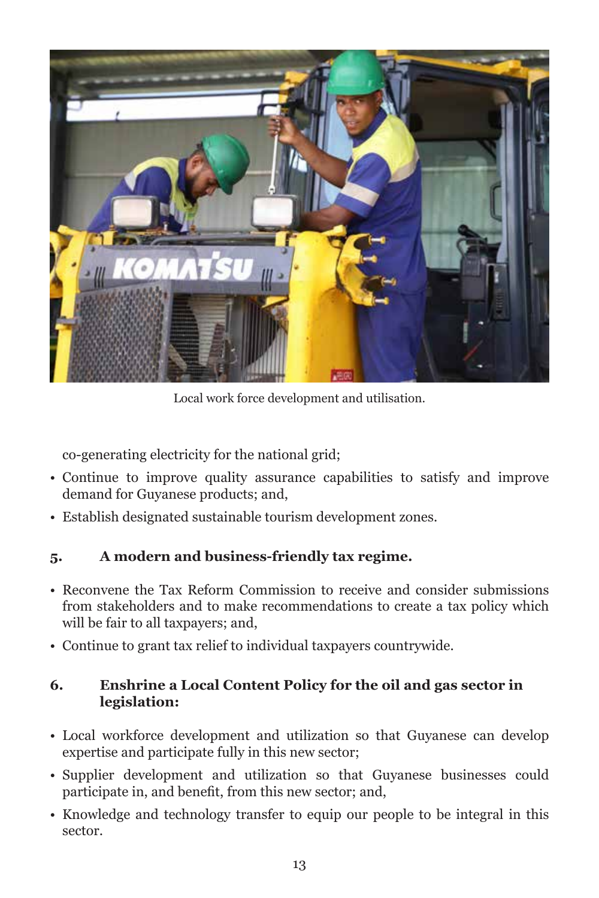Local work force development and utilisation.

co-generating electricity for the national grid;

- Continue to improve quality assurance capabilities to satisfy and improve demand for Guyanese products; and,
- Establish designated sustainable tourism development zones.

### 5. A modern and business-friendly tax regime.

- Reconvene the Tax Reform Commission to receive and consider submissions from stakeholders and to make recommendations to create a tax policy which will be fair to all taxpayers; and,
- Continue to grant tax relief to individual taxpayers countrywide.

### 6. Enshrine a Local Content Policy for the oil and gas sector in legislation:

- Local workforce development and utilization so that Guyanese can develop expertise and participate fully in this new sector;
- Supplier development and utilization so that Guyanese businesses could participate in, and benefit, from this new sector; and,
- Knowledge and technology transfer to equip our people to be integral in this sector.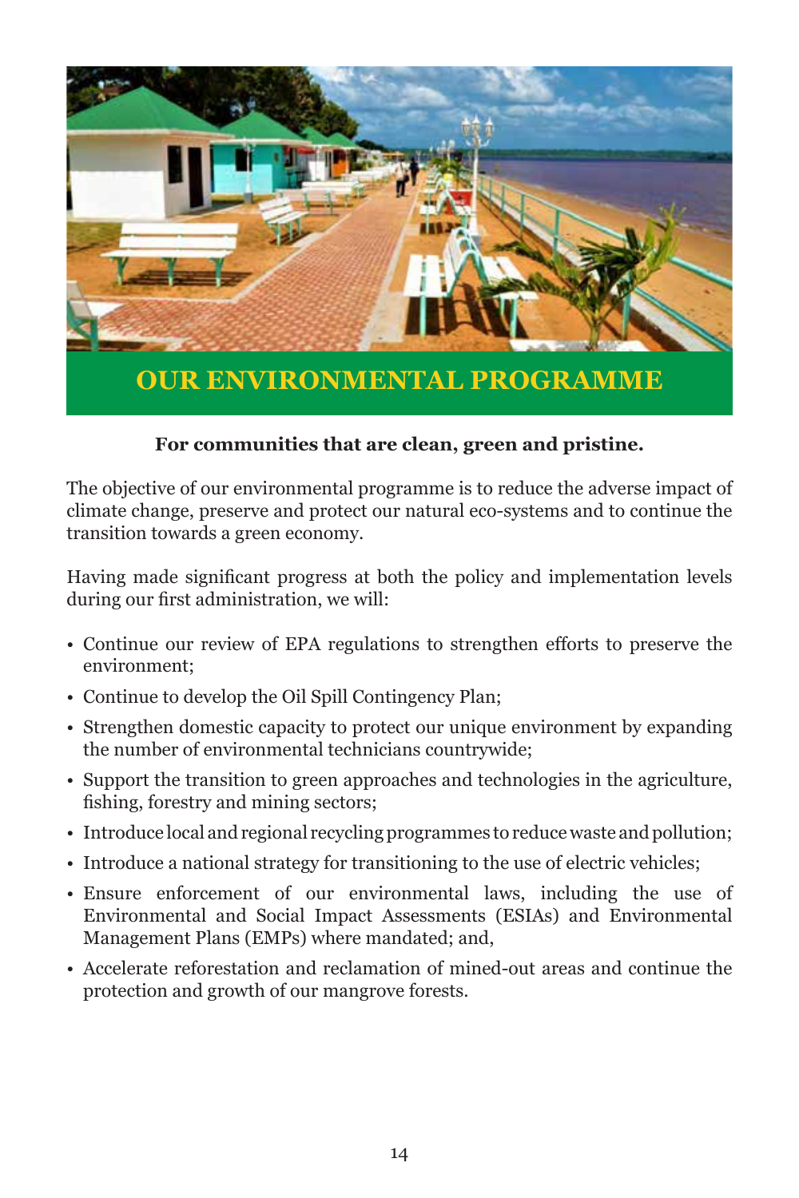# OUR ENVIRONMENTAL PROGRAMME

**For communities that are clean, green and pristine.**

The objective of our environmental programme is to reduce the adverse impact of climate change, preserve and protect our natural eco-systems and to continue the transition towards a green economy.

Having made significant progress at both the policy and implementation levels during our first administration, we will:

- Continue our review of EPA regulations to strengthen efforts to preserve the environment;
- Continue to develop the Oil Spill Contingency Plan;
- Strengthen domestic capacity to protect our unique environment by expanding the number of environmental technicians countrywide;
- Support the transition to green approaches and technologies in the agriculture, fishing, forestry and mining sectors;
- Introduce local and regional recycling programmes to reduce waste and pollution;
- Introduce a national strategy for transitioning to the use of electric vehicles;
- Ensure enforcement of our environmental laws, including the use of Environmental and Social Impact Assessments (ESIAs) and Environmental Management Plans (EMPs) where mandated; and,
- Accelerate reforestation and reclamation of mined-out areas and continue the protection and growth of our mangrove forests.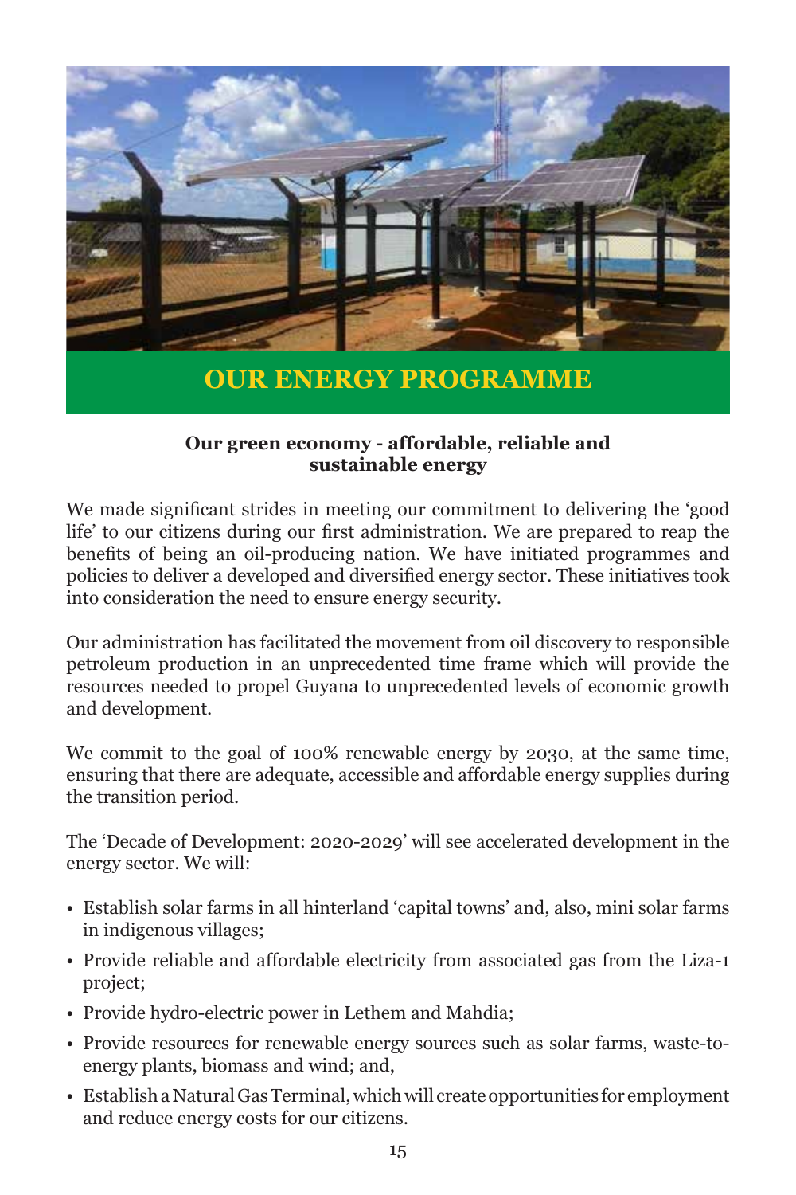# OUR ENERGY PROGRAMME

**Our green economy - affordable, reliable and sustainable energy**

We made significant strides in meeting our commitment to delivering the 'good life' to our citizens during our first administration. We are prepared to reap the benefits of being an oil-producing nation. We have initiated programmes and policies to deliver a developed and diversified energy sector. These initiatives took into consideration the need to ensure energy security.

Our administration has facilitated the movement from oil discovery to responsible petroleum production in an unprecedented time frame which will provide the resources needed to propel Guyana to unprecedented levels of economic growth and development.

We commit to the goal of 100% renewable energy by 2030, at the same time, ensuring that there are adequate, accessible and affordable energy supplies during the transition period.

The 'Decade of Development: 2020-2029' will see accelerated development in the energy sector. We will:

- Establish solar farms in all hinterland 'capital towns' and, also, mini solar farms in indigenous villages;
- Provide reliable and affordable electricity from associated gas from the Liza-1 project;
- Provide hydro-electric power in Lethem and Mahdia;
- Provide resources for renewable energy sources such as solar farms, waste-to-energy plants, biomass and wind; and,
- Establish a Natural Gas Terminal, which will create opportunities for employment and reduce energy costs for our citizens.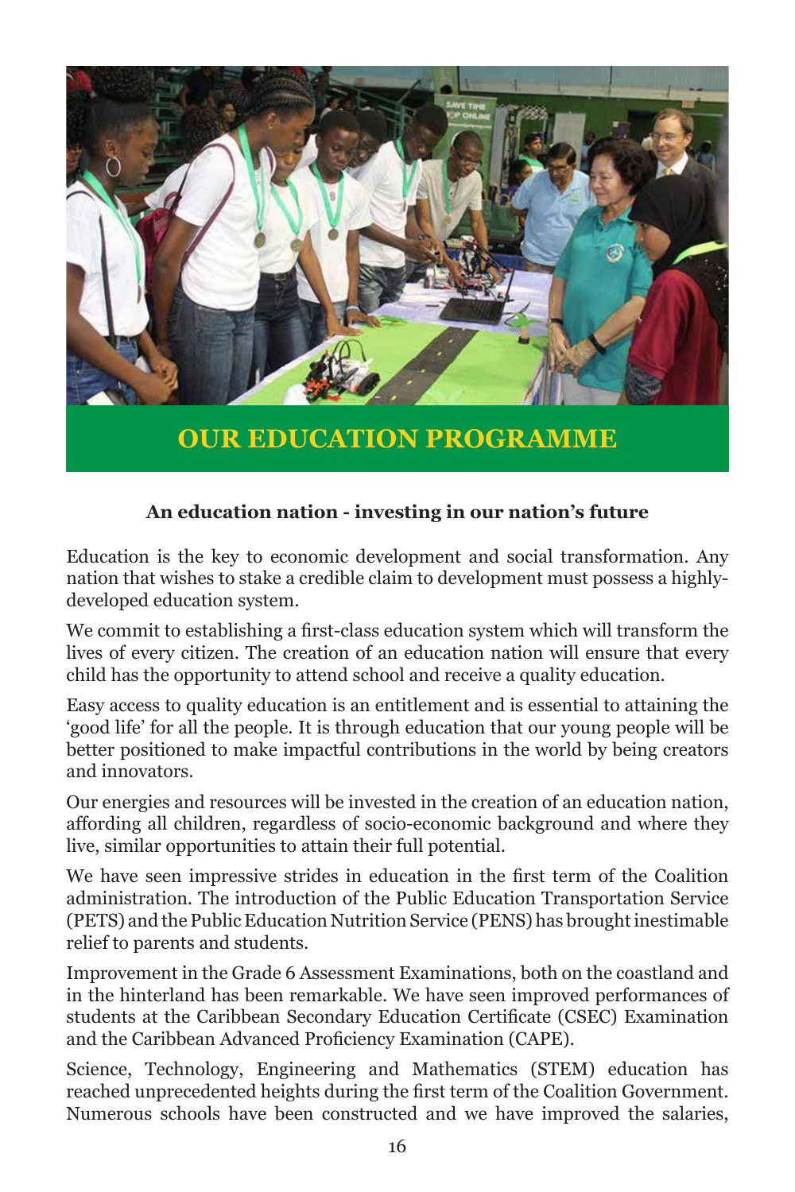# OUR EDUCATION PROGRAMME

**An education nation - investing in our nation's future**

Education is the key to economic development and social transformation. Any nation that wishes to stake a credible claim to development must possess a highly-developed education system.

We commit to establishing a first-class education system which will transform the lives of every citizen. The creation of an education nation will ensure that every child has the opportunity to attend school and receive a quality education.

Easy access to quality education is an entitlement and is essential to attaining the 'good life' for all the people. It is through education that our young people will be better positioned to make impactful contributions in the world by being creators and innovators.

Our energies and resources will be invested in the creation of an education nation, affording all children, regardless of socio-economic background and where they live, similar opportunities to attain their full potential.

We have seen impressive strides in education in the first term of the Coalition administration. The introduction of the Public Education Transportation Service (PETS) and the Public Education Nutrition Service (PENS) has brought inestimable relief to parents and students.

Improvement in the Grade 6 Assessment Examinations, both on the coastland and in the hinterland has been remarkable. We have seen improved performances of students at the Caribbean Secondary Education Certificate (CSEC) Examination and the Caribbean Advanced Proficiency Examination (CAPE).

Science, Technology, Engineering and Mathematics (STEM) education has reached unprecedented heights during the first term of the Coalition Government. Numerous schools have been constructed and we have improved the salaries,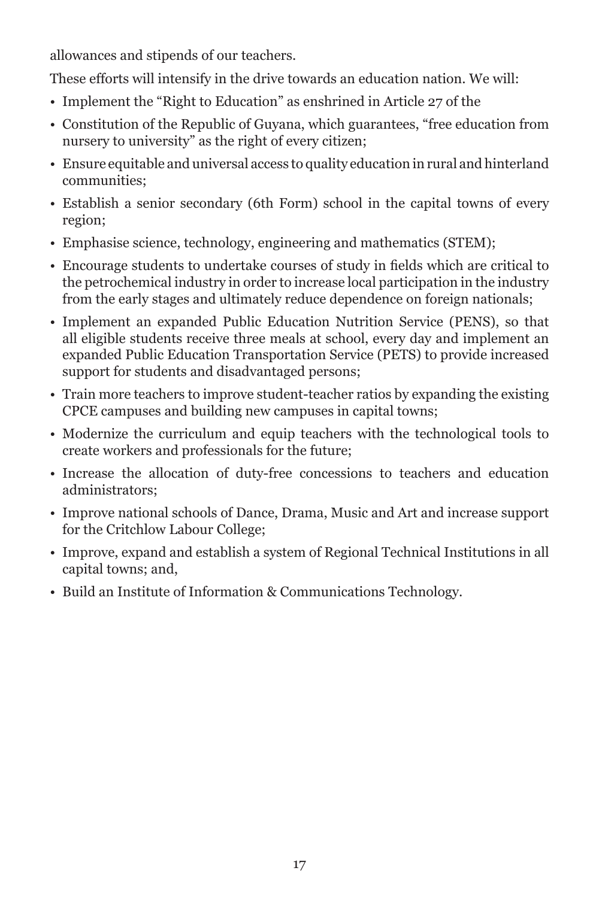allowances and stipends of our teachers.

These efforts will intensify in the drive towards an education nation. We will:

- Implement the "Right to Education" as enshrined in Article 27 of the
- Constitution of the Republic of Guyana, which guarantees, "free education from nursery to university" as the right of every citizen;
- Ensure equitable and universal access to quality education in rural and hinterland communities;
- Establish a senior secondary (6th Form) school in the capital towns of every region;
- Emphasise science, technology, engineering and mathematics (STEM);
- Encourage students to undertake courses of study in fields which are critical to the petrochemical industry in order to increase local participation in the industry from the early stages and ultimately reduce dependence on foreign nationals;
- Implement an expanded Public Education Nutrition Service (PENS), so that all eligible students receive three meals at school, every day and implement an expanded Public Education Transportation Service (PETS) to provide increased support for students and disadvantaged persons;
- Train more teachers to improve student-teacher ratios by expanding the existing CPCE campuses and building new campuses in capital towns;
- Modernize the curriculum and equip teachers with the technological tools to create workers and professionals for the future;
- Increase the allocation of duty-free concessions to teachers and education administrators;
- Improve national schools of Dance, Drama, Music and Art and increase support for the Critchlow Labour College;
- Improve, expand and establish a system of Regional Technical Institutions in all capital towns; and,
- Build an Institute of Information & Communications Technology.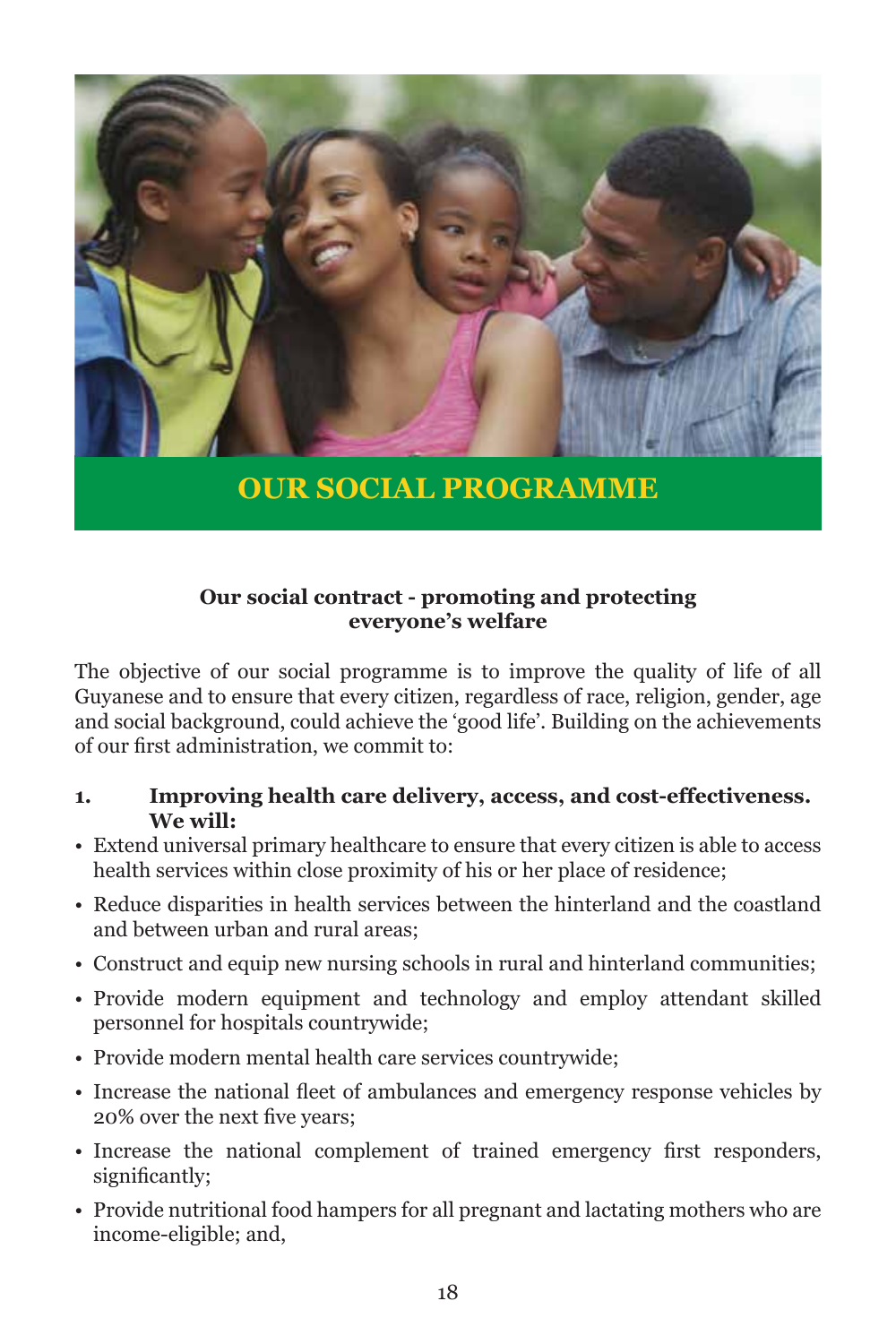# OUR SOCIAL PROGRAMME

**Our social contract - promoting and protecting everyone's welfare**

The objective of our social programme is to improve the quality of life of all Guyanese and to ensure that every citizen, regardless of race, religion, gender, age and social background, could achieve the 'good life'. Building on the achievements of our first administration, we commit to:

1. **Improving health care delivery, access, and cost-effectiveness. We will:**

- Extend universal primary healthcare to ensure that every citizen is able to access health services within close proximity of his or her place of residence;
- Reduce disparities in health services between the hinterland and the coastland and between urban and rural areas;
- Construct and equip new nursing schools in rural and hinterland communities;
- Provide modern equipment and technology and employ attendant skilled personnel for hospitals countrywide;
- Provide modern mental health care services countrywide;
- Increase the national fleet of ambulances and emergency response vehicles by 20% over the next five years;
- Increase the national complement of trained emergency first responders, significantly;
- Provide nutritional food hampers for all pregnant and lactating mothers who are income-eligible; and,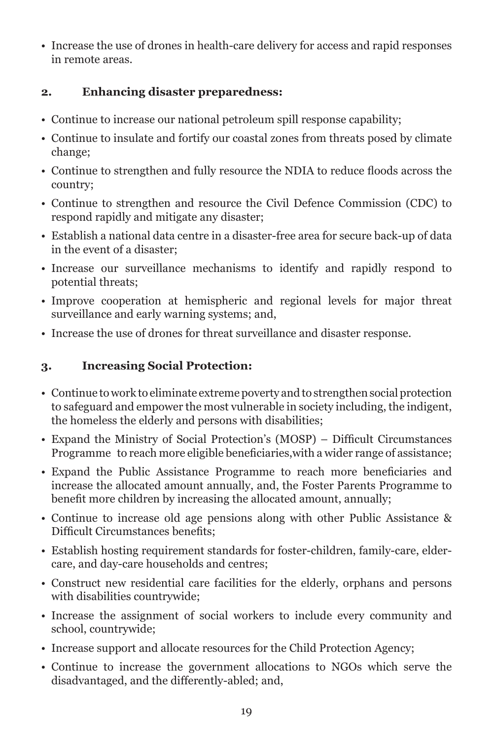- Increase the use of drones in health-care delivery for access and rapid responses in remote areas.

## 2. Enhancing disaster preparedness:

- Continue to increase our national petroleum spill response capability;
- Continue to insulate and fortify our coastal zones from threats posed by climate change;
- Continue to strengthen and fully resource the NDIA to reduce floods across the country;
- Continue to strengthen and resource the Civil Defence Commission (CDC) to respond rapidly and mitigate any disaster;
- Establish a national data centre in a disaster-free area for secure back-up of data in the event of a disaster;
- Increase our surveillance mechanisms to identify and rapidly respond to potential threats;
- Improve cooperation at hemispheric and regional levels for major threat surveillance and early warning systems; and,
- Increase the use of drones for threat surveillance and disaster response.

## 3. Increasing Social Protection:

- Continue to work to eliminate extreme poverty and to strengthen social protection to safeguard and empower the most vulnerable in society including, the indigent, the homeless the elderly and persons with disabilities;
- Expand the Ministry of Social Protection's (MOSP) – Difficult Circumstances Programme to reach more eligible beneficiaries,with a wider range of assistance;
- Expand the Public Assistance Programme to reach more beneficiaries and increase the allocated amount annually, and, the Foster Parents Programme to benefit more children by increasing the allocated amount, annually;
- Continue to increase old age pensions along with other Public Assistance & Difficult Circumstances benefits;
- Establish hosting requirement standards for foster-children, family-care, elder-care, and day-care households and centres;
- Construct new residential care facilities for the elderly, orphans and persons with disabilities countrywide;
- Increase the assignment of social workers to include every community and school, countrywide;
- Increase support and allocate resources for the Child Protection Agency;
- Continue to increase the government allocations to NGOs which serve the disadvantaged, and the differently-abled; and,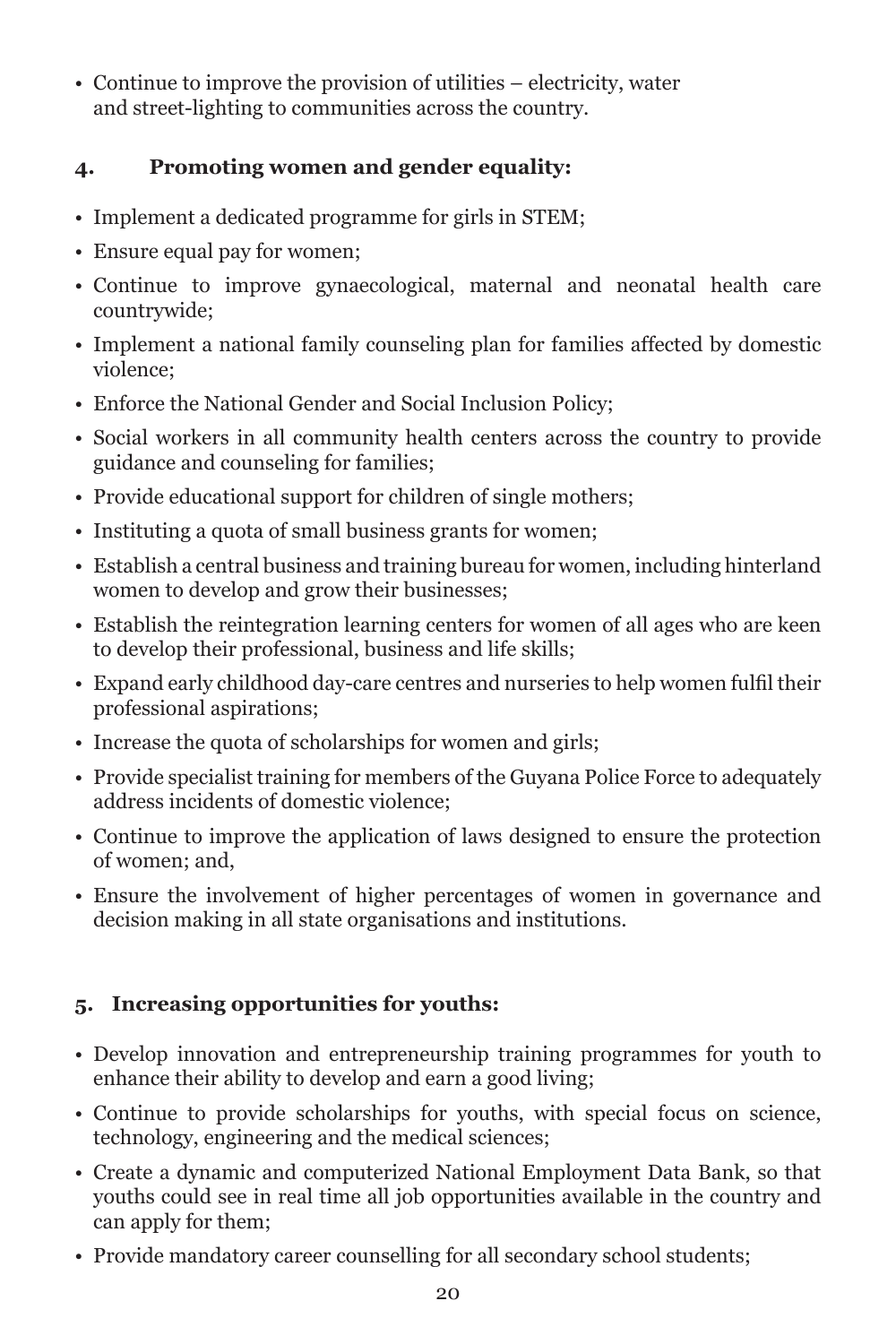- Continue to improve the provision of utilities – electricity, water and street-lighting to communities across the country.

## 4. Promoting women and gender equality:

- Implement a dedicated programme for girls in STEM;
- Ensure equal pay for women;
- Continue to improve gynaecological, maternal and neonatal health care countrywide;
- Implement a national family counseling plan for families affected by domestic violence;
- Enforce the National Gender and Social Inclusion Policy;
- Social workers in all community health centers across the country to provide guidance and counseling for families;
- Provide educational support for children of single mothers;
- Instituting a quota of small business grants for women;
- Establish a central business and training bureau for women, including hinterland women to develop and grow their businesses;
- Establish the reintegration learning centers for women of all ages who are keen to develop their professional, business and life skills;
- Expand early childhood day-care centres and nurseries to help women fulfil their professional aspirations;
- Increase the quota of scholarships for women and girls;
- Provide specialist training for members of the Guyana Police Force to adequately address incidents of domestic violence;
- Continue to improve the application of laws designed to ensure the protection of women; and,
- Ensure the involvement of higher percentages of women in governance and decision making in all state organisations and institutions.

## 5. Increasing opportunities for youths:

- Develop innovation and entrepreneurship training programmes for youth to enhance their ability to develop and earn a good living;
- Continue to provide scholarships for youths, with special focus on science, technology, engineering and the medical sciences;
- Create a dynamic and computerized National Employment Data Bank, so that youths could see in real time all job opportunities available in the country and can apply for them;
- Provide mandatory career counselling for all secondary school students;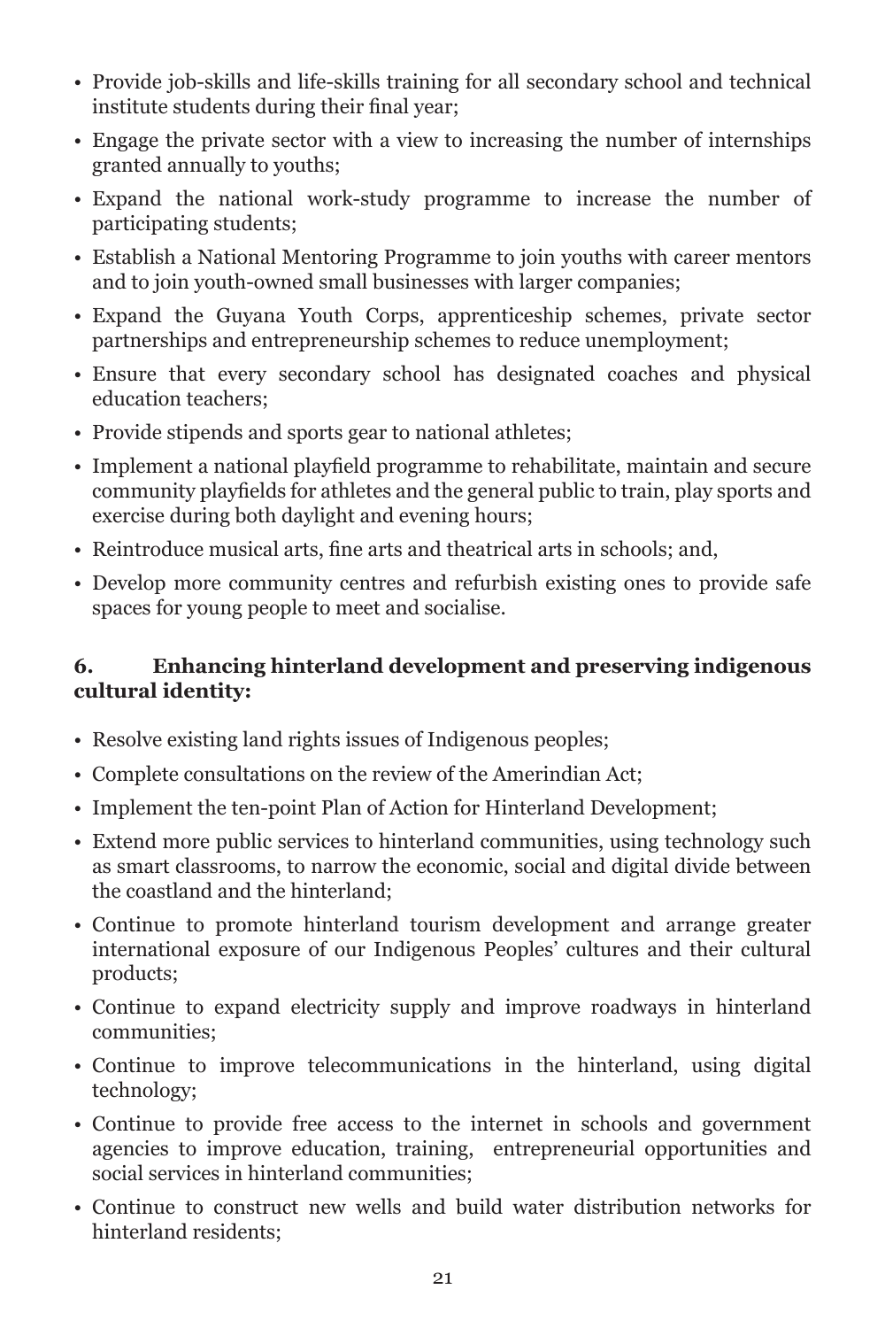- Provide job-skills and life-skills training for all secondary school and technical institute students during their final year;
- Engage the private sector with a view to increasing the number of internships granted annually to youths;
- Expand the national work-study programme to increase the number of participating students;
- Establish a National Mentoring Programme to join youths with career mentors and to join youth-owned small businesses with larger companies;
- Expand the Guyana Youth Corps, apprenticeship schemes, private sector partnerships and entrepreneurship schemes to reduce unemployment;
- Ensure that every secondary school has designated coaches and physical education teachers;
- Provide stipends and sports gear to national athletes;
- Implement a national playfield programme to rehabilitate, maintain and secure community playfields for athletes and the general public to train, play sports and exercise during both daylight and evening hours;
- Reintroduce musical arts, fine arts and theatrical arts in schools; and,
- Develop more community centres and refurbish existing ones to provide safe spaces for young people to meet and socialise.

### 6. Enhancing hinterland development and preserving indigenous cultural identity:

- Resolve existing land rights issues of Indigenous peoples;
- Complete consultations on the review of the Amerindian Act;
- Implement the ten-point Plan of Action for Hinterland Development;
- Extend more public services to hinterland communities, using technology such as smart classrooms, to narrow the economic, social and digital divide between the coastland and the hinterland;
- Continue to promote hinterland tourism development and arrange greater international exposure of our Indigenous Peoples' cultures and their cultural products;
- Continue to expand electricity supply and improve roadways in hinterland communities;
- Continue to improve telecommunications in the hinterland, using digital technology;
- Continue to provide free access to the internet in schools and government agencies to improve education, training, entrepreneurial opportunities and social services in hinterland communities;
- Continue to construct new wells and build water distribution networks for hinterland residents;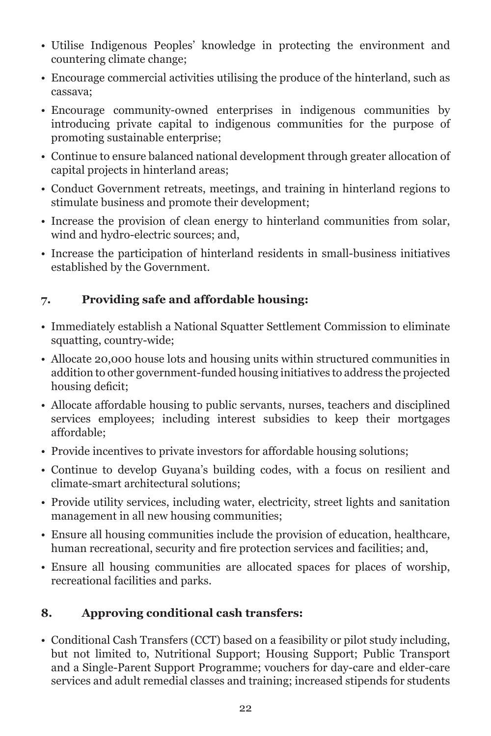- Utilise Indigenous Peoples' knowledge in protecting the environment and countering climate change;
- Encourage commercial activities utilising the produce of the hinterland, such as cassava;
- Encourage community-owned enterprises in indigenous communities by introducing private capital to indigenous communities for the purpose of promoting sustainable enterprise;
- Continue to ensure balanced national development through greater allocation of capital projects in hinterland areas;
- Conduct Government retreats, meetings, and training in hinterland regions to stimulate business and promote their development;
- Increase the provision of clean energy to hinterland communities from solar, wind and hydro-electric sources; and,
- Increase the participation of hinterland residents in small-business initiatives established by the Government.

### 7. Providing safe and affordable housing:

- Immediately establish a National Squatter Settlement Commission to eliminate squatting, country-wide;
- Allocate 20,000 house lots and housing units within structured communities in addition to other government-funded housing initiatives to address the projected housing deficit;
- Allocate affordable housing to public servants, nurses, teachers and disciplined services employees; including interest subsidies to keep their mortgages affordable;
- Provide incentives to private investors for affordable housing solutions;
- Continue to develop Guyana's building codes, with a focus on resilient and climate-smart architectural solutions;
- Provide utility services, including water, electricity, street lights and sanitation management in all new housing communities;
- Ensure all housing communities include the provision of education, healthcare, human recreational, security and fire protection services and facilities; and,
- Ensure all housing communities are allocated spaces for places of worship, recreational facilities and parks.

### 8. Approving conditional cash transfers:

- Conditional Cash Transfers (CCT) based on a feasibility or pilot study including, but not limited to, Nutritional Support; Housing Support; Public Transport and a Single-Parent Support Programme; vouchers for day-care and elder-care services and adult remedial classes and training; increased stipends for students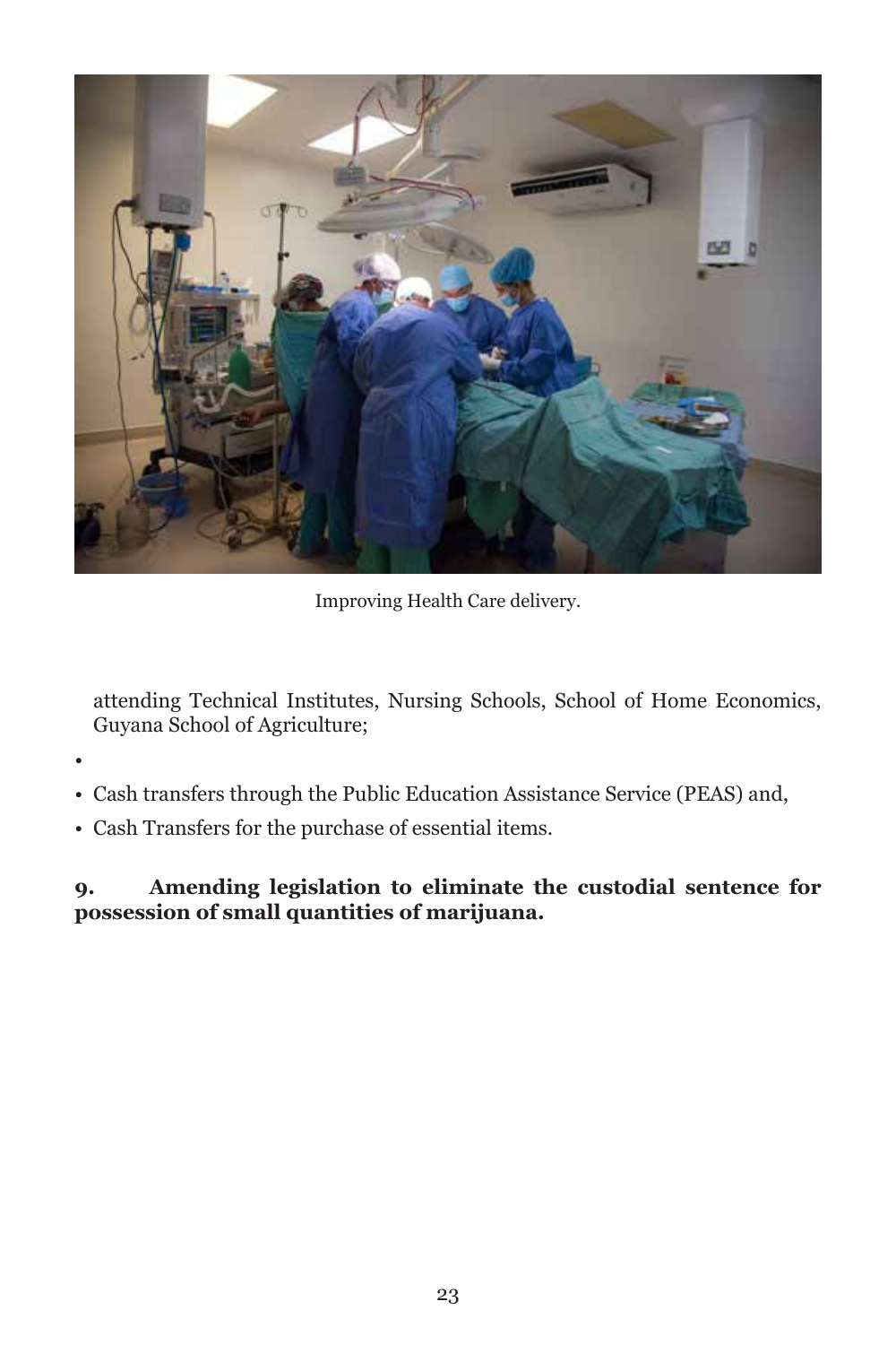Improving Health Care delivery.

attending Technical Institutes, Nursing Schools, School of Home Economics, Guyana School of Agriculture;

- Cash transfers through the Public Education Assistance Service (PEAS) and,
- Cash Transfers for the purchase of essential items.

**9. Amending legislation to eliminate the custodial sentence for possession of small quantities of marijuana.**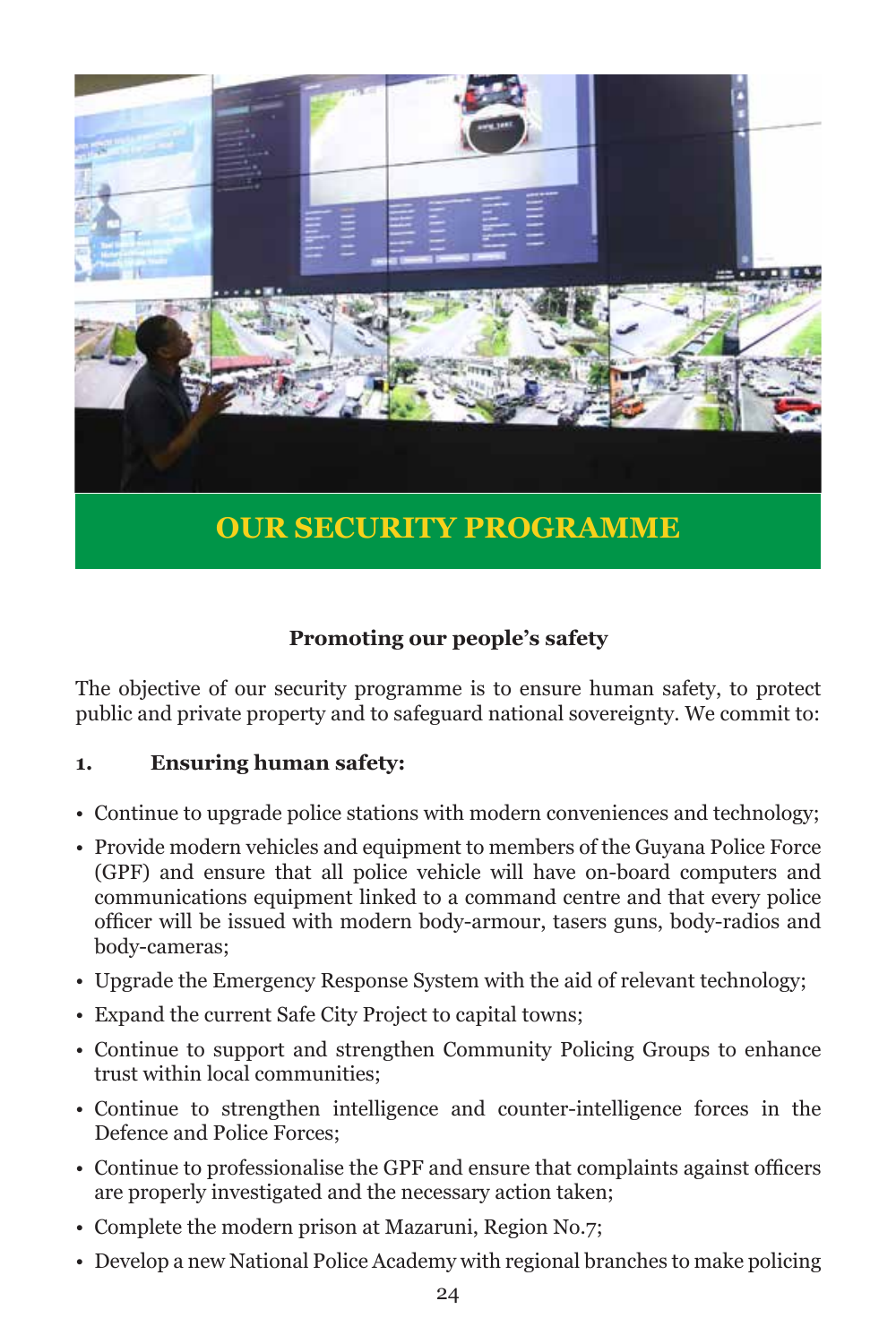# OUR SECURITY PROGRAMME

### Promoting our people's safety

The objective of our security programme is to ensure human safety, to protect public and private property and to safeguard national sovereignty. We commit to:

**1. Ensuring human safety:**

- Continue to upgrade police stations with modern conveniences and technology;
- Provide modern vehicles and equipment to members of the Guyana Police Force (GPF) and ensure that all police vehicle will have on-board computers and communications equipment linked to a command centre and that every police officer will be issued with modern body-armour, tasers guns, body-radios and body-cameras;
- Upgrade the Emergency Response System with the aid of relevant technology;
- Expand the current Safe City Project to capital towns;
- Continue to support and strengthen Community Policing Groups to enhance trust within local communities;
- Continue to strengthen intelligence and counter-intelligence forces in the Defence and Police Forces;
- Continue to professionalise the GPF and ensure that complaints against officers are properly investigated and the necessary action taken;
- Complete the modern prison at Mazaruni, Region No.7;
- Develop a new National Police Academy with regional branches to make policing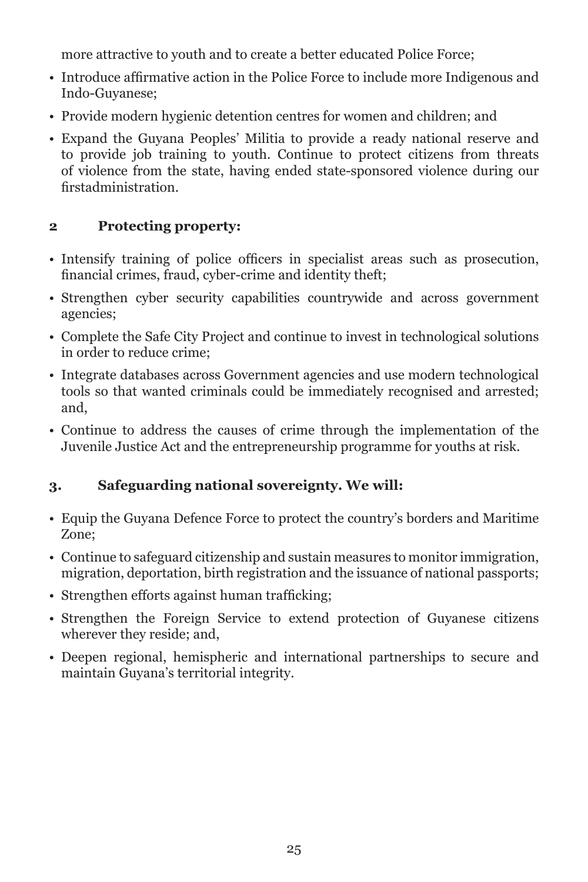more attractive to youth and to create a better educated Police Force;

- Introduce affirmative action in the Police Force to include more Indigenous and Indo-Guyanese;
- Provide modern hygienic detention centres for women and children; and
- Expand the Guyana Peoples' Militia to provide a ready national reserve and to provide job training to youth. Continue to protect citizens from threats of violence from the state, having ended state-sponsored violence during our firstadministration.

### 2 Protecting property:

- Intensify training of police officers in specialist areas such as prosecution, financial crimes, fraud, cyber-crime and identity theft;
- Strengthen cyber security capabilities countrywide and across government agencies;
- Complete the Safe City Project and continue to invest in technological solutions in order to reduce crime;
- Integrate databases across Government agencies and use modern technological tools so that wanted criminals could be immediately recognised and arrested; and,
- Continue to address the causes of crime through the implementation of the Juvenile Justice Act and the entrepreneurship programme for youths at risk.

### 3. Safeguarding national sovereignty. We will:

- Equip the Guyana Defence Force to protect the country's borders and Maritime Zone;
- Continue to safeguard citizenship and sustain measures to monitor immigration, migration, deportation, birth registration and the issuance of national passports;
- Strengthen efforts against human trafficking;
- Strengthen the Foreign Service to extend protection of Guyanese citizens wherever they reside; and,
- Deepen regional, hemispheric and international partnerships to secure and maintain Guyana's territorial integrity.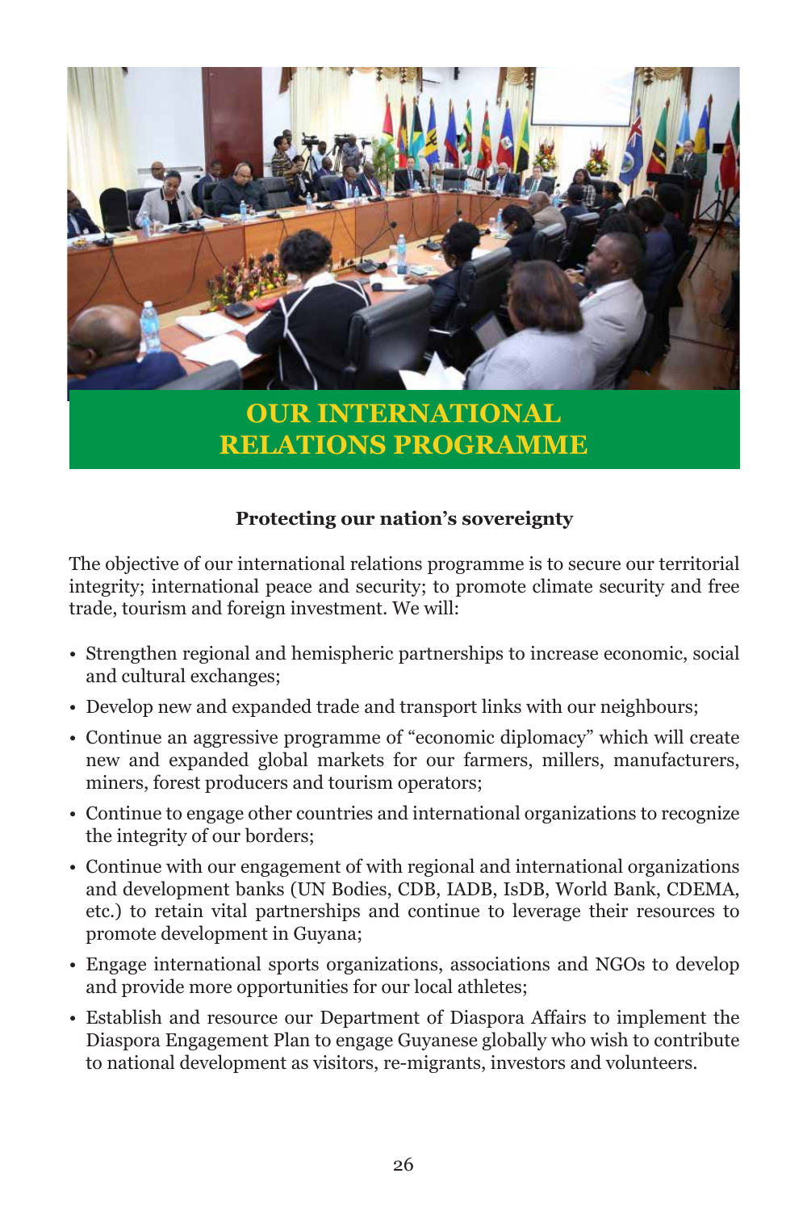# OUR INTERNATIONAL RELATIONS PROGRAMME

**Protecting our nation's sovereignty**

The objective of our international relations programme is to secure our territorial integrity; international peace and security; to promote climate security and free trade, tourism and foreign investment. We will:

- Strengthen regional and hemispheric partnerships to increase economic, social and cultural exchanges;
- Develop new and expanded trade and transport links with our neighbours;
- Continue an aggressive programme of "economic diplomacy" which will create new and expanded global markets for our farmers, millers, manufacturers, miners, forest producers and tourism operators;
- Continue to engage other countries and international organizations to recognize the integrity of our borders;
- Continue with our engagement of with regional and international organizations and development banks (UN Bodies, CDB, IADB, IsDB, World Bank, CDEMA, etc.) to retain vital partnerships and continue to leverage their resources to promote development in Guyana;
- Engage international sports organizations, associations and NGOs to develop and provide more opportunities for our local athletes;
- Establish and resource our Department of Diaspora Affairs to implement the Diaspora Engagement Plan to engage Guyanese globally who wish to contribute to national development as visitors, re-migrants, investors and volunteers.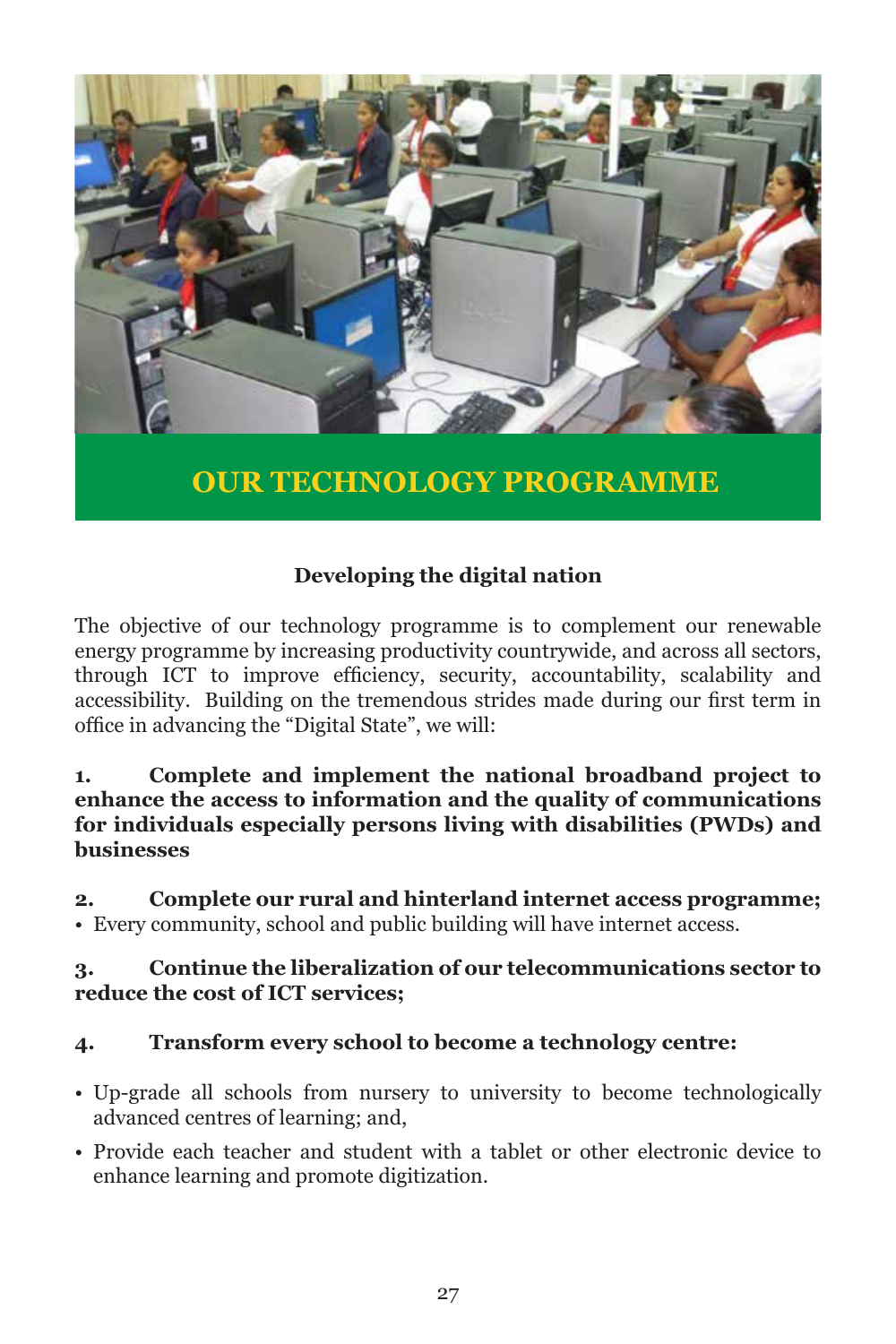# OUR TECHNOLOGY PROGRAMME

**Developing the digital nation**

The objective of our technology programme is to complement our renewable energy programme by increasing productivity countrywide, and across all sectors, through ICT to improve efficiency, security, accountability, scalability and accessibility. Building on the tremendous strides made during our first term in office in advancing the "Digital State", we will:

**1. Complete and implement the national broadband project to enhance the access to information and the quality of communications for individuals especially persons living with disabilities (PWDs) and businesses**

**2. Complete our rural and hinterland internet access programme;**

- Every community, school and public building will have internet access.

**3. Continue the liberalization of our telecommunications sector to reduce the cost of ICT services;**

**4. Transform every school to become a technology centre:**

- Up-grade all schools from nursery to university to become technologically advanced centres of learning; and,
- Provide each teacher and student with a tablet or other electronic device to enhance learning and promote digitization.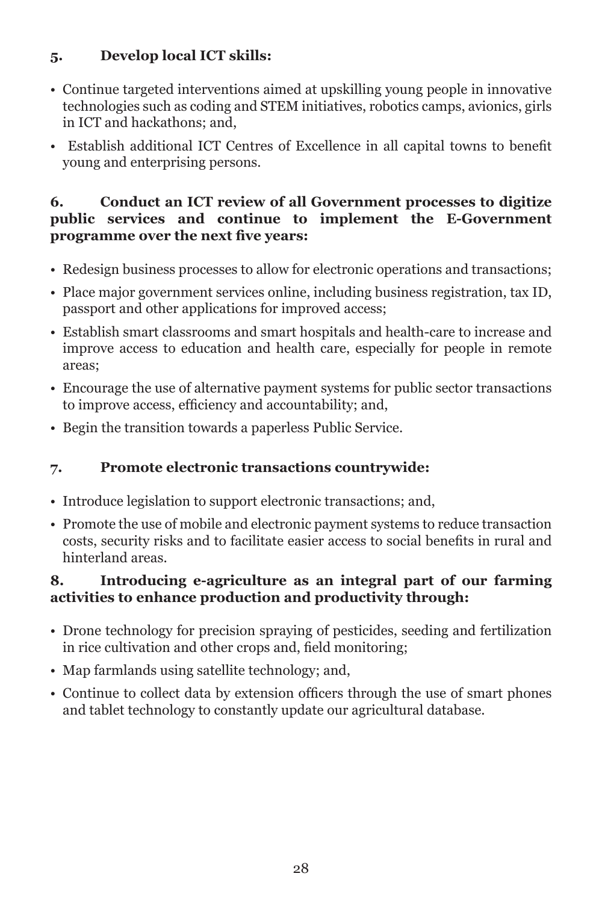**5. Develop local ICT skills:**

- Continue targeted interventions aimed at upskilling young people in innovative technologies such as coding and STEM initiatives, robotics camps, avionics, girls in ICT and hackathons; and,
- Establish additional ICT Centres of Excellence in all capital towns to benefit young and enterprising persons.

**6. Conduct an ICT review of all Government processes to digitize public services and continue to implement the E-Government programme over the next five years:**

- Redesign business processes to allow for electronic operations and transactions;
- Place major government services online, including business registration, tax ID, passport and other applications for improved access;
- Establish smart classrooms and smart hospitals and health-care to increase and improve access to education and health care, especially for people in remote areas;
- Encourage the use of alternative payment systems for public sector transactions to improve access, efficiency and accountability; and,
- Begin the transition towards a paperless Public Service.

**7. Promote electronic transactions countrywide:**

- Introduce legislation to support electronic transactions; and,
- Promote the use of mobile and electronic payment systems to reduce transaction costs, security risks and to facilitate easier access to social benefits in rural and hinterland areas.

**8. Introducing e-agriculture as an integral part of our farming activities to enhance production and productivity through:**

- Drone technology for precision spraying of pesticides, seeding and fertilization in rice cultivation and other crops and, field monitoring;
- Map farmlands using satellite technology; and,
- Continue to collect data by extension officers through the use of smart phones and tablet technology to constantly update our agricultural database.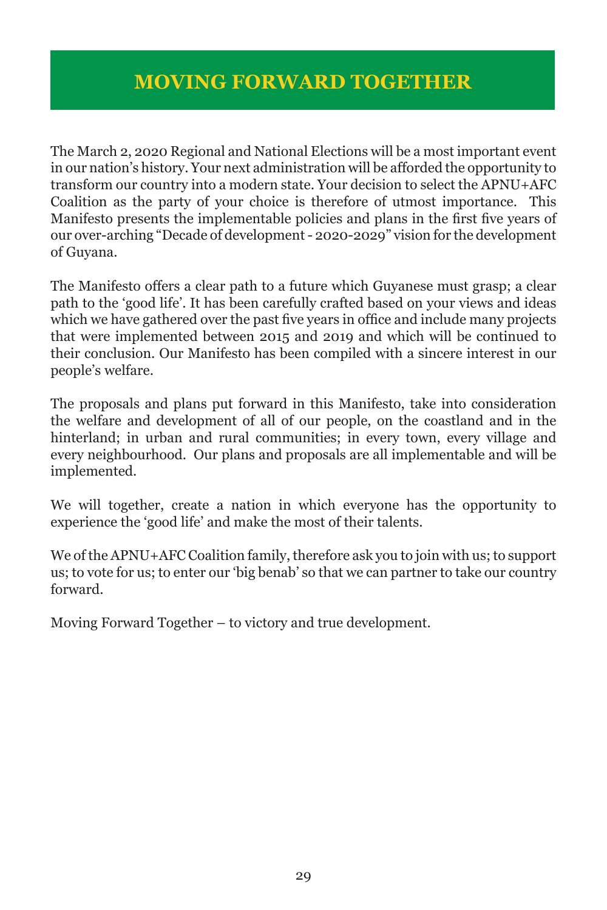# MOVING FORWARD TOGETHER

The March 2, 2020 Regional and National Elections will be a most important event in our nation's history. Your next administration will be afforded the opportunity to transform our country into a modern state. Your decision to select the APNU+AFC Coalition as the party of your choice is therefore of utmost importance. This Manifesto presents the implementable policies and plans in the first five years of our over-arching "Decade of development - 2020-2029" vision for the development of Guyana.

The Manifesto offers a clear path to a future which Guyanese must grasp; a clear path to the 'good life'. It has been carefully crafted based on your views and ideas which we have gathered over the past five years in office and include many projects that were implemented between 2015 and 2019 and which will be continued to their conclusion. Our Manifesto has been compiled with a sincere interest in our people's welfare.

The proposals and plans put forward in this Manifesto, take into consideration the welfare and development of all of our people, on the coastland and in the hinterland; in urban and rural communities; in every town, every village and every neighbourhood. Our plans and proposals are all implementable and will be implemented.

We will together, create a nation in which everyone has the opportunity to experience the 'good life' and make the most of their talents.

We of the APNU+AFC Coalition family, therefore ask you to join with us; to support us; to vote for us; to enter our 'big benab' so that we can partner to take our country forward.

Moving Forward Together – to victory and true development.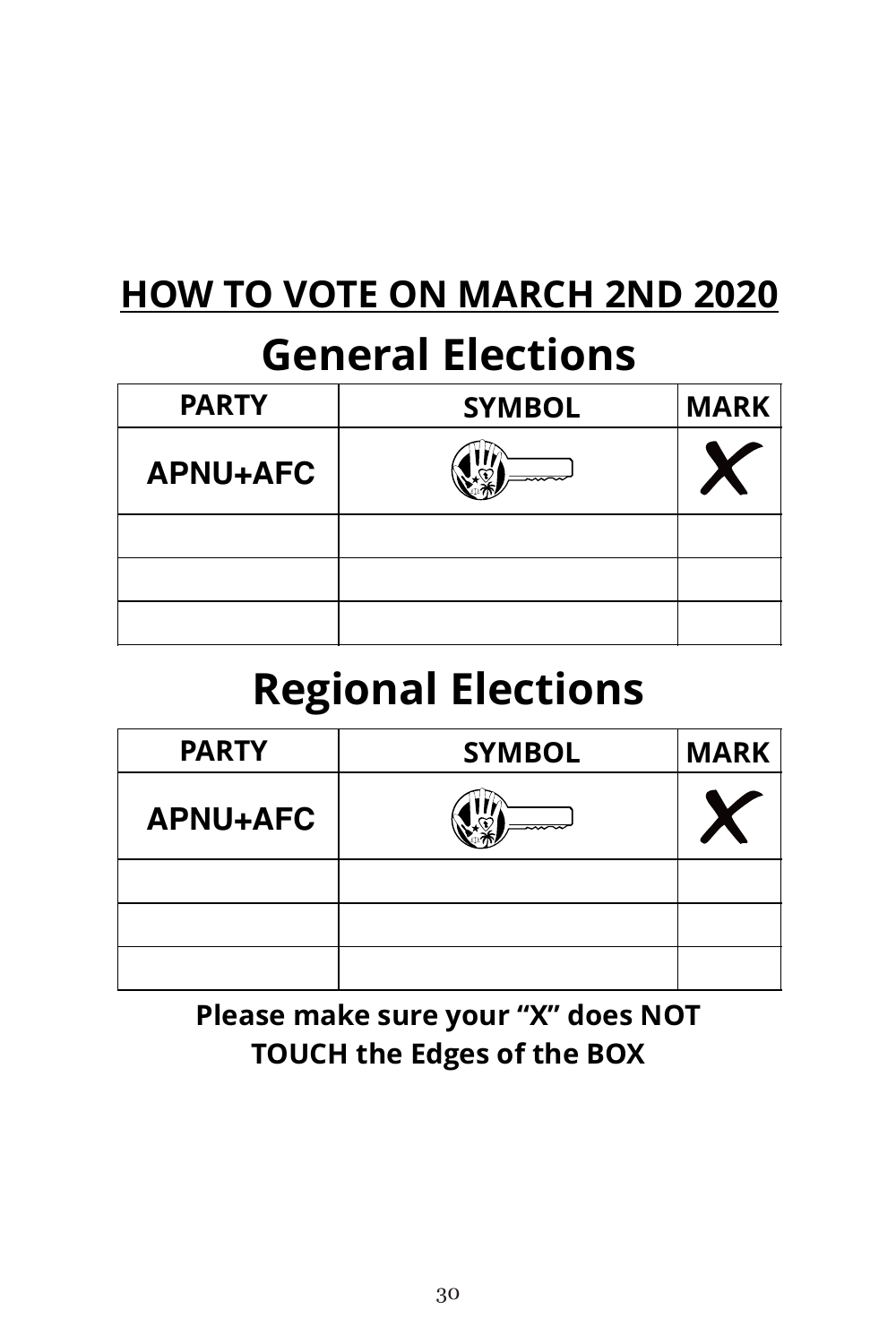## HOW TO VOTE ON MARCH 2ND 2020

# General Elections

| PARTY | SYMBOL | MARK |
| --- | --- | --- |
| APNU+AFC | | X |
| | | |
| | | |
| | | |

# Regional Elections

| PARTY | SYMBOL | MARK |
| --- | --- | --- |
| APNU+AFC | | X |
| | | |
| | | |
| | | |

**Please make sure your "X" does NOT TOUCH the Edges of the BOX**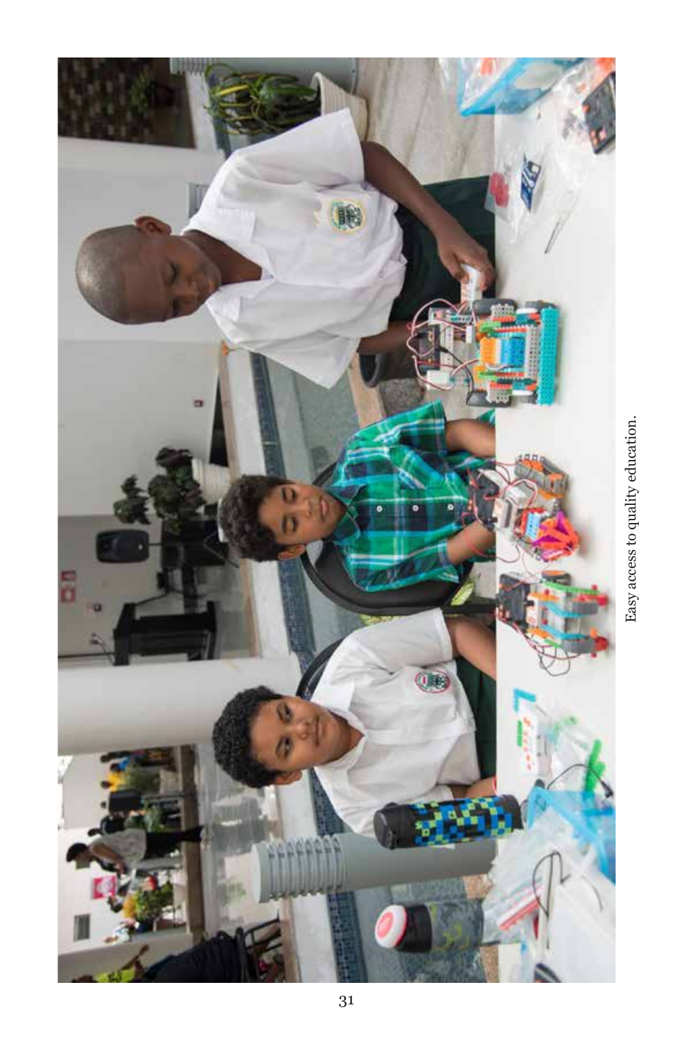Easy access to quality education.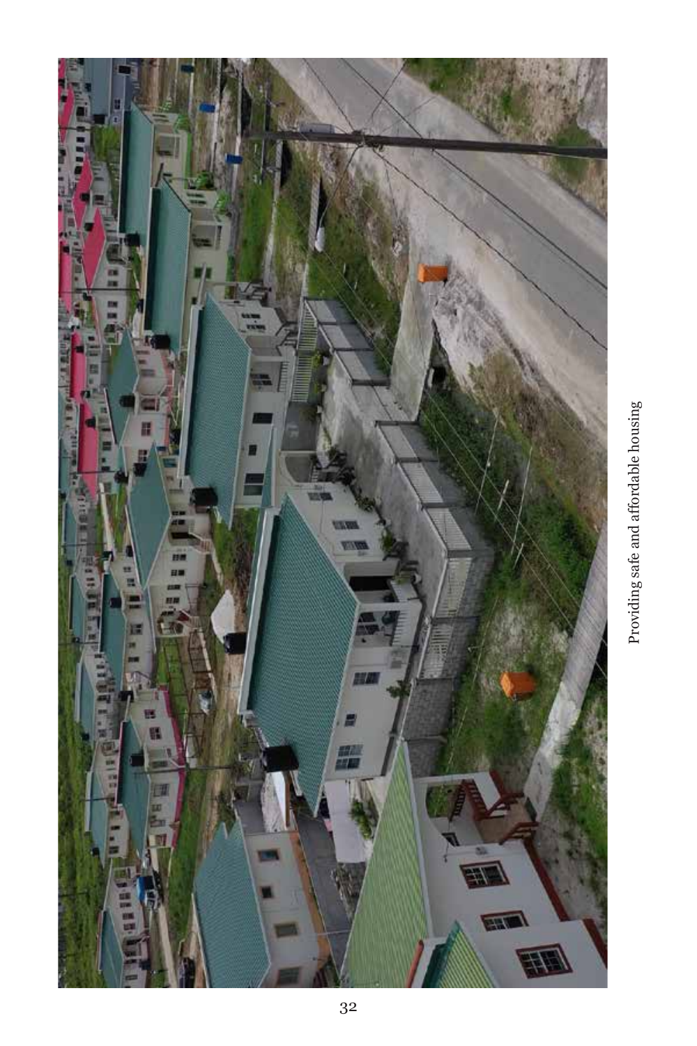Providing safe and affordable housing